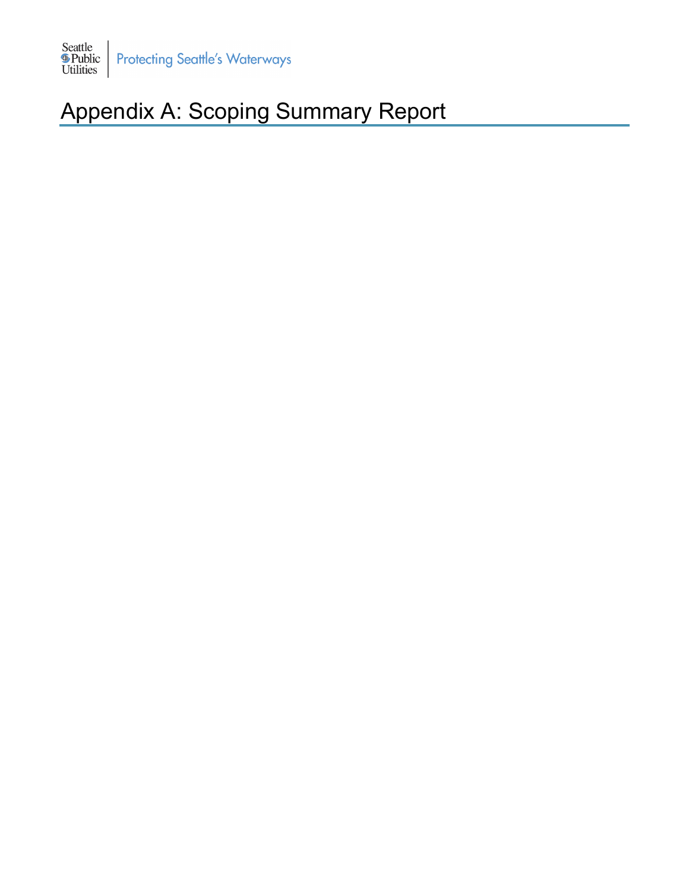# Appendix A: Scoping Summary Report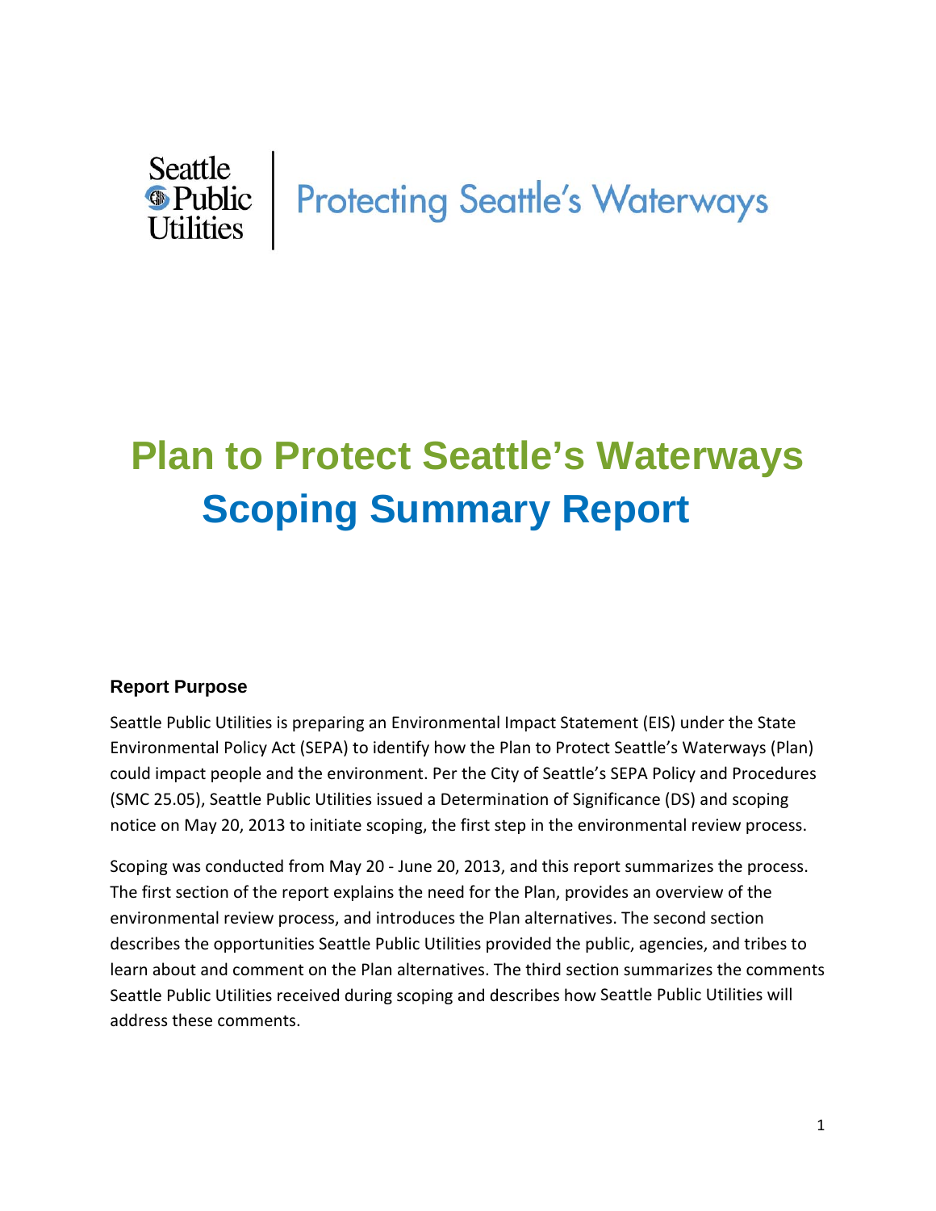Seattle Public Utilities | Protecting Seattle's Waterways

# Plan to Protect Seattle's Waterways
# Scoping Summary Report

### Report Purpose

Seattle Public Utilities is preparing an Environmental Impact Statement (EIS) under the State Environmental Policy Act (SEPA) to identify how the Plan to Protect Seattle's Waterways (Plan) could impact people and the environment. Per the City of Seattle's SEPA Policy and Procedures (SMC 25.05), Seattle Public Utilities issued a Determination of Significance (DS) and scoping notice on May 20, 2013 to initiate scoping, the first step in the environmental review process.

Scoping was conducted from May 20 - June 20, 2013, and this report summarizes the process. The first section of the report explains the need for the Plan, provides an overview of the environmental review process, and introduces the Plan alternatives. The second section describes the opportunities Seattle Public Utilities provided the public, agencies, and tribes to learn about and comment on the Plan alternatives. The third section summarizes the comments Seattle Public Utilities received during scoping and describes how Seattle Public Utilities will address these comments.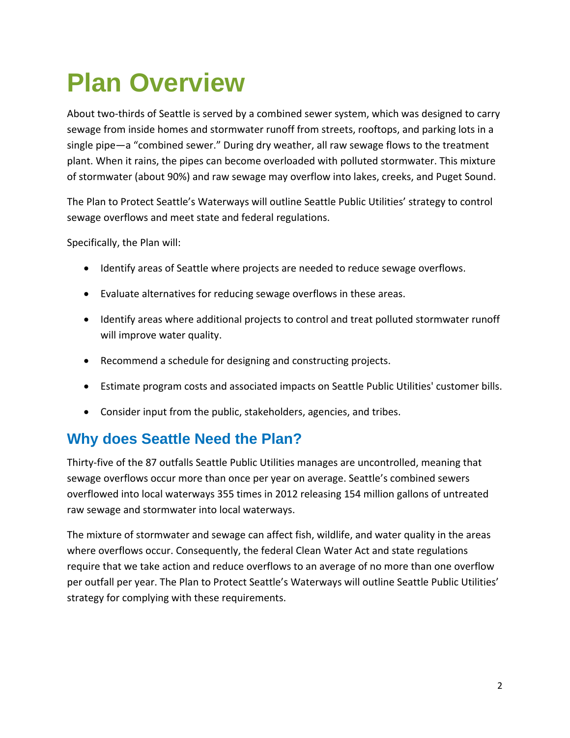# Plan Overview

About two-thirds of Seattle is served by a combined sewer system, which was designed to carry sewage from inside homes and stormwater runoff from streets, rooftops, and parking lots in a single pipe—a "combined sewer." During dry weather, all raw sewage flows to the treatment plant. When it rains, the pipes can become overloaded with polluted stormwater. This mixture of stormwater (about 90%) and raw sewage may overflow into lakes, creeks, and Puget Sound.

The Plan to Protect Seattle's Waterways will outline Seattle Public Utilities' strategy to control sewage overflows and meet state and federal regulations.

Specifically, the Plan will:

- Identify areas of Seattle where projects are needed to reduce sewage overflows.
- Evaluate alternatives for reducing sewage overflows in these areas.
- Identify areas where additional projects to control and treat polluted stormwater runoff will improve water quality.
- Recommend a schedule for designing and constructing projects.
- Estimate program costs and associated impacts on Seattle Public Utilities' customer bills.
- Consider input from the public, stakeholders, agencies, and tribes.

## Why does Seattle Need the Plan?

Thirty-five of the 87 outfalls Seattle Public Utilities manages are uncontrolled, meaning that sewage overflows occur more than once per year on average. Seattle's combined sewers overflowed into local waterways 355 times in 2012 releasing 154 million gallons of untreated raw sewage and stormwater into local waterways.

The mixture of stormwater and sewage can affect fish, wildlife, and water quality in the areas where overflows occur. Consequently, the federal Clean Water Act and state regulations require that we take action and reduce overflows to an average of no more than one overflow per outfall per year. The Plan to Protect Seattle's Waterways will outline Seattle Public Utilities' strategy for complying with these requirements.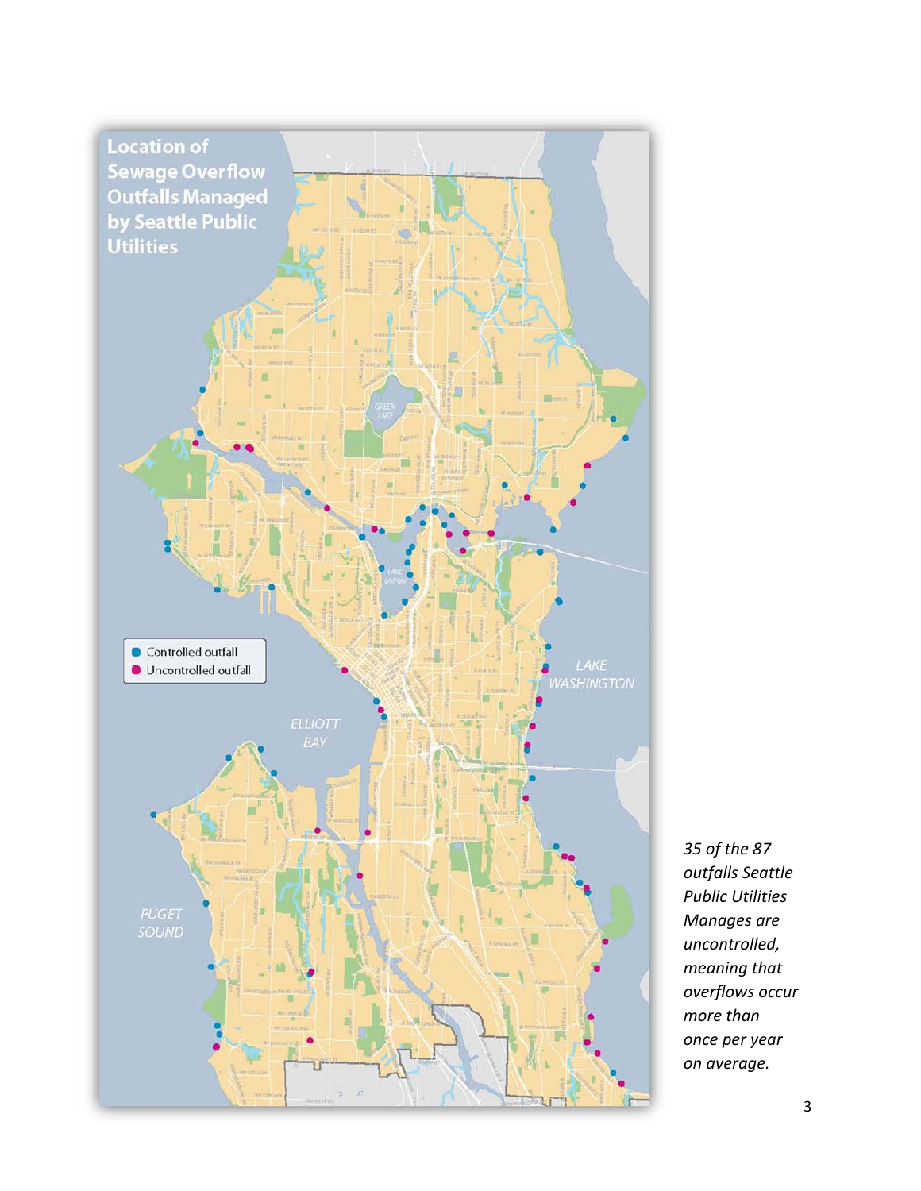**Location of Sewage Overflow Outfalls Managed by Seattle Public Utilities**

- Controlled outfall
- Uncontrolled outfall

*35 of the 87 outfalls Seattle Public Utilities Manages are uncontrolled, meaning that overflows occur more than once per year on average.*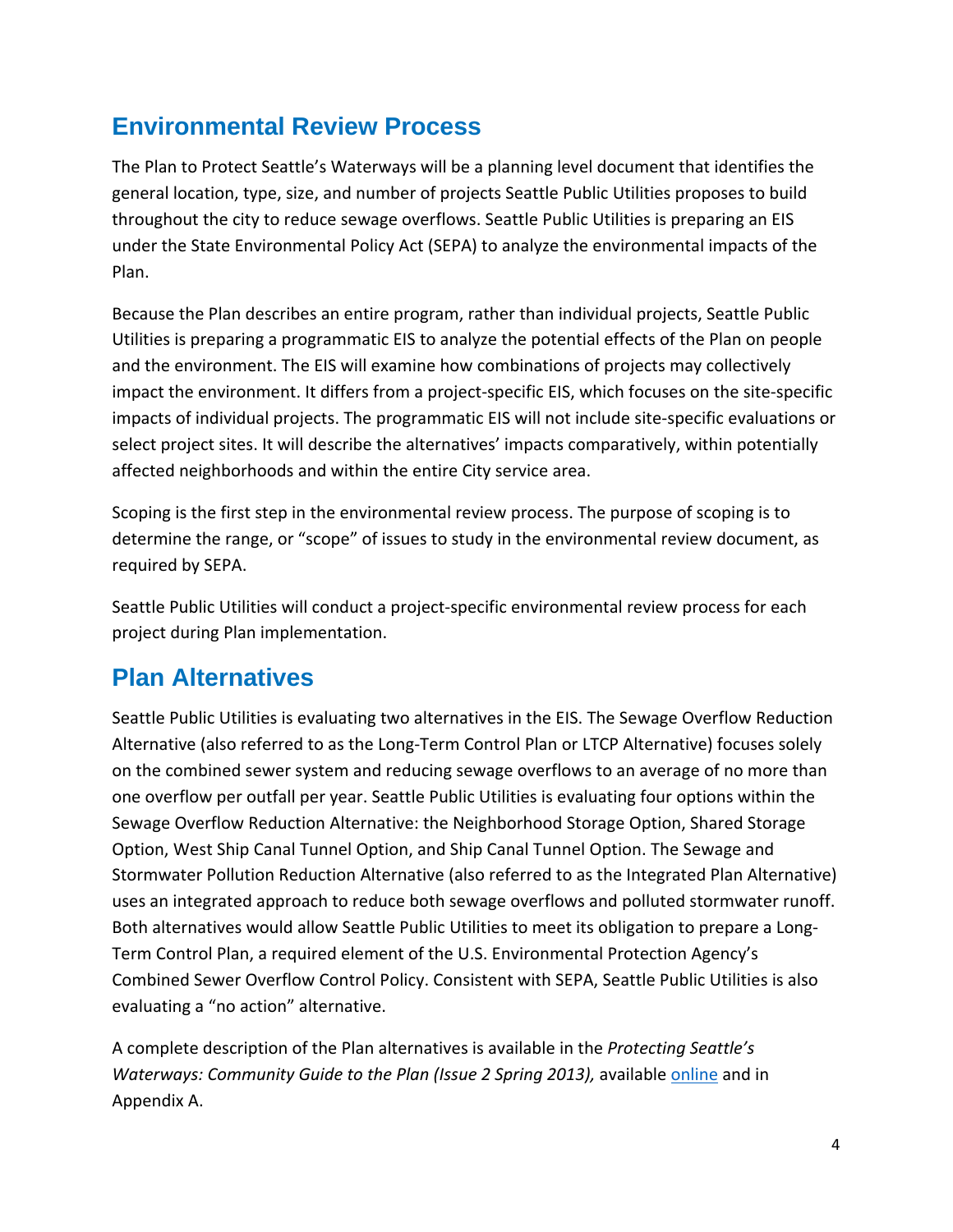## Environmental Review Process

The Plan to Protect Seattle's Waterways will be a planning level document that identifies the general location, type, size, and number of projects Seattle Public Utilities proposes to build throughout the city to reduce sewage overflows. Seattle Public Utilities is preparing an EIS under the State Environmental Policy Act (SEPA) to analyze the environmental impacts of the Plan.

Because the Plan describes an entire program, rather than individual projects, Seattle Public Utilities is preparing a programmatic EIS to analyze the potential effects of the Plan on people and the environment. The EIS will examine how combinations of projects may collectively impact the environment. It differs from a project-specific EIS, which focuses on the site-specific impacts of individual projects. The programmatic EIS will not include site-specific evaluations or select project sites. It will describe the alternatives' impacts comparatively, within potentially affected neighborhoods and within the entire City service area.

Scoping is the first step in the environmental review process. The purpose of scoping is to determine the range, or "scope" of issues to study in the environmental review document, as required by SEPA.

Seattle Public Utilities will conduct a project-specific environmental review process for each project during Plan implementation.

## Plan Alternatives

Seattle Public Utilities is evaluating two alternatives in the EIS. The Sewage Overflow Reduction Alternative (also referred to as the Long-Term Control Plan or LTCP Alternative) focuses solely on the combined sewer system and reducing sewage overflows to an average of no more than one overflow per outfall per year. Seattle Public Utilities is evaluating four options within the Sewage Overflow Reduction Alternative: the Neighborhood Storage Option, Shared Storage Option, West Ship Canal Tunnel Option, and Ship Canal Tunnel Option. The Sewage and Stormwater Pollution Reduction Alternative (also referred to as the Integrated Plan Alternative) uses an integrated approach to reduce both sewage overflows and polluted stormwater runoff. Both alternatives would allow Seattle Public Utilities to meet its obligation to prepare a Long-Term Control Plan, a required element of the U.S. Environmental Protection Agency's Combined Sewer Overflow Control Policy. Consistent with SEPA, Seattle Public Utilities is also evaluating a "no action" alternative.

A complete description of the Plan alternatives is available in the *Protecting Seattle's Waterways: Community Guide to the Plan (Issue 2 Spring 2013),* available online and in Appendix A.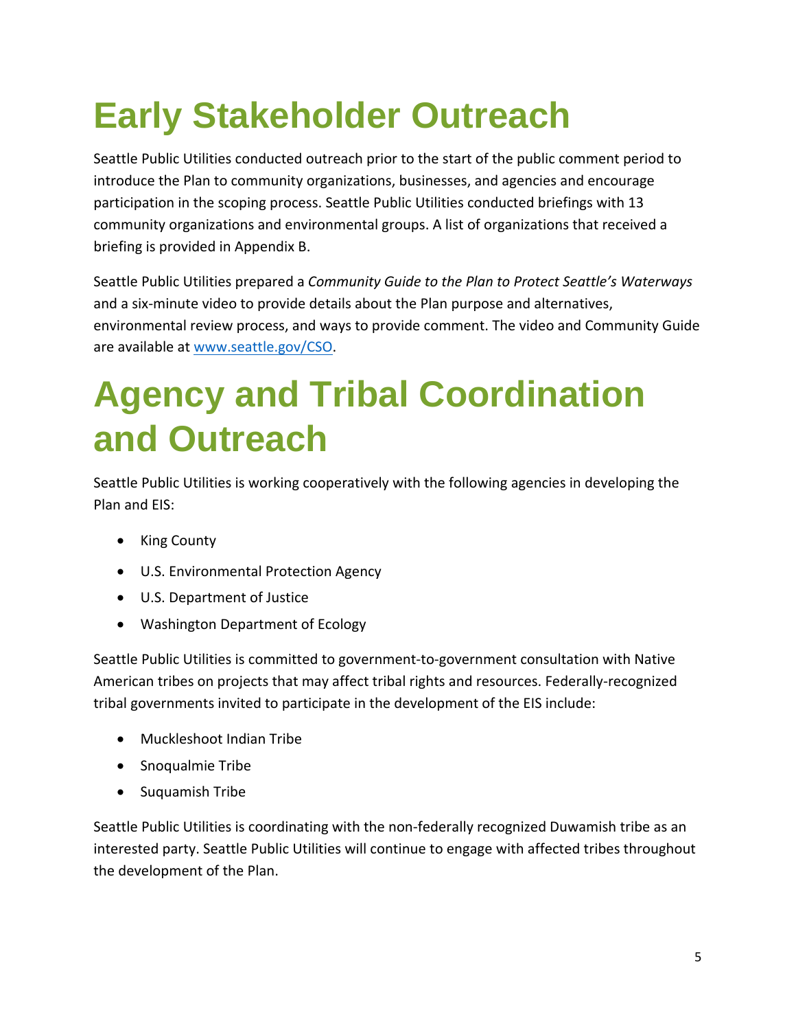# Early Stakeholder Outreach

Seattle Public Utilities conducted outreach prior to the start of the public comment period to introduce the Plan to community organizations, businesses, and agencies and encourage participation in the scoping process. Seattle Public Utilities conducted briefings with 13 community organizations and environmental groups. A list of organizations that received a briefing is provided in Appendix B.

Seattle Public Utilities prepared a *Community Guide to the Plan to Protect Seattle's Waterways* and a six-minute video to provide details about the Plan purpose and alternatives, environmental review process, and ways to provide comment. The video and Community Guide are available at [www.seattle.gov/CSO](http://www.seattle.gov/CSO).

# Agency and Tribal Coordination and Outreach

Seattle Public Utilities is working cooperatively with the following agencies in developing the Plan and EIS:

- King County
- U.S. Environmental Protection Agency
- U.S. Department of Justice
- Washington Department of Ecology

Seattle Public Utilities is committed to government-to-government consultation with Native American tribes on projects that may affect tribal rights and resources. Federally-recognized tribal governments invited to participate in the development of the EIS include:

- Muckleshoot Indian Tribe
- Snoqualmie Tribe
- Suquamish Tribe

Seattle Public Utilities is coordinating with the non-federally recognized Duwamish tribe as an interested party. Seattle Public Utilities will continue to engage with affected tribes throughout the development of the Plan.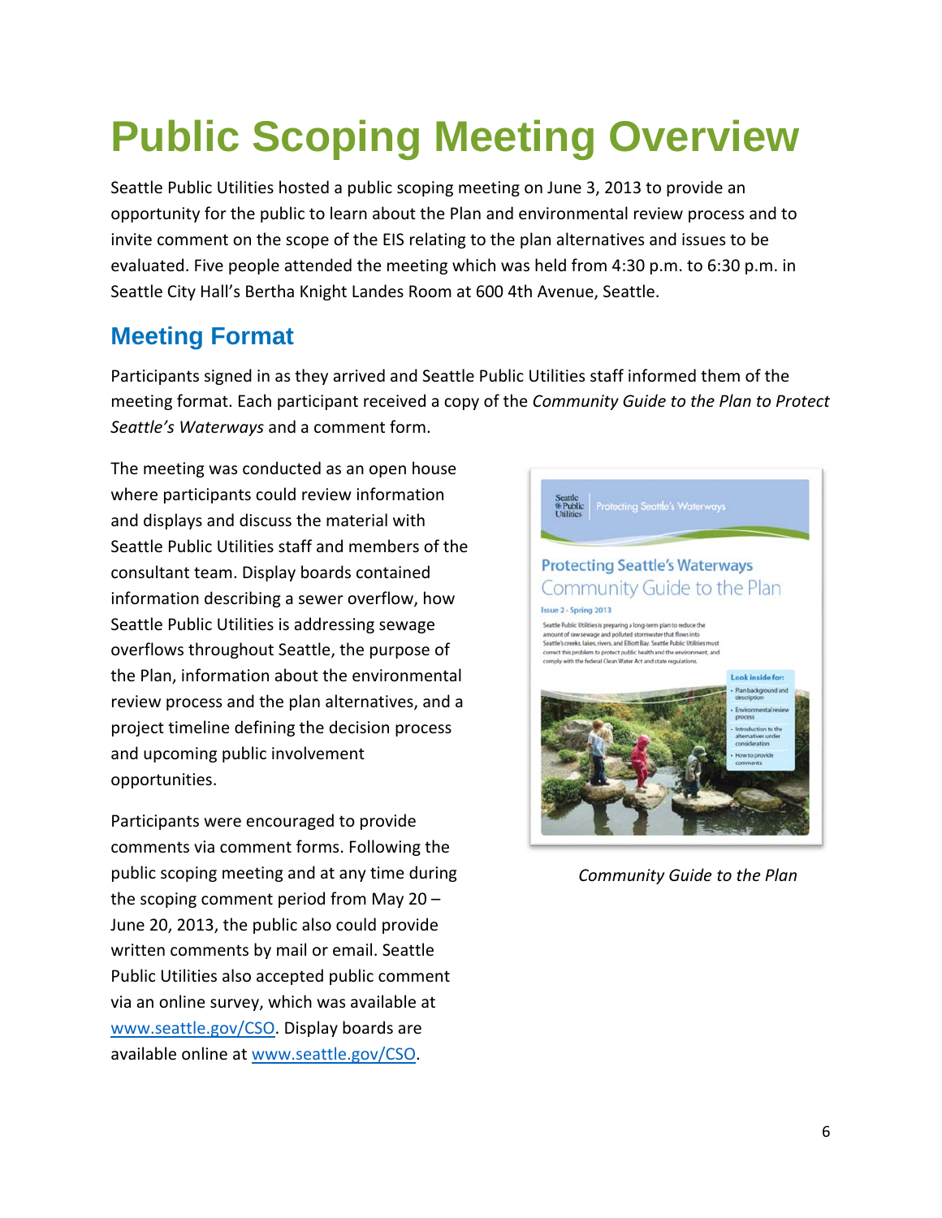# Public Scoping Meeting Overview

Seattle Public Utilities hosted a public scoping meeting on June 3, 2013 to provide an opportunity for the public to learn about the Plan and environmental review process and to invite comment on the scope of the EIS relating to the plan alternatives and issues to be evaluated. Five people attended the meeting which was held from 4:30 p.m. to 6:30 p.m. in Seattle City Hall's Bertha Knight Landes Room at 600 4th Avenue, Seattle.

## Meeting Format

Participants signed in as they arrived and Seattle Public Utilities staff informed them of the meeting format. Each participant received a copy of the *Community Guide to the Plan to Protect Seattle's Waterways* and a comment form.

The meeting was conducted as an open house where participants could review information and displays and discuss the material with Seattle Public Utilities staff and members of the consultant team. Display boards contained information describing a sewer overflow, how Seattle Public Utilities is addressing sewage overflows throughout Seattle, the purpose of the Plan, information about the environmental review process and the plan alternatives, and a project timeline defining the decision process and upcoming public involvement opportunities.

Participants were encouraged to provide comments via comment forms. Following the public scoping meeting and at any time during the scoping comment period from May 20 – June 20, 2013, the public also could provide written comments by mail or email. Seattle Public Utilities also accepted public comment via an online survey, which was available at www.seattle.gov/CSO. Display boards are available online at www.seattle.gov/CSO.

*Community Guide to the Plan*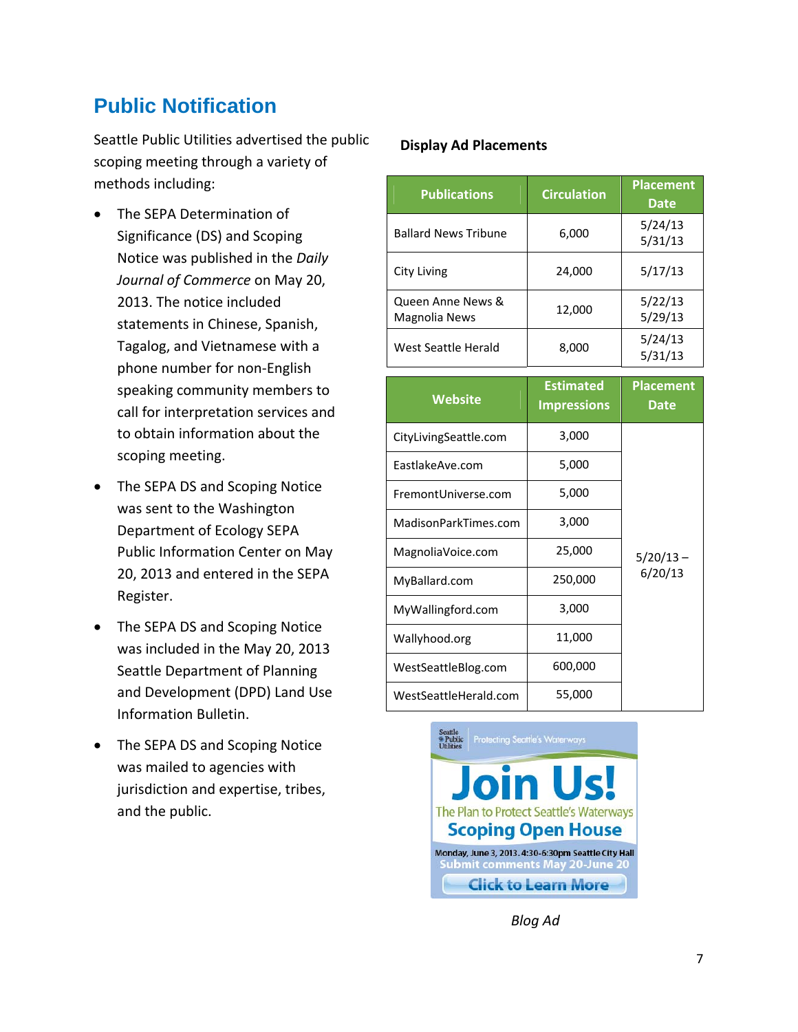# Public Notification

Seattle Public Utilities advertised the public scoping meeting through a variety of methods including:

- The SEPA Determination of Significance (DS) and Scoping Notice was published in the *Daily Journal of Commerce* on May 20, 2013. The notice included statements in Chinese, Spanish, Tagalog, and Vietnamese with a phone number for non-English speaking community members to call for interpretation services and to obtain information about the scoping meeting.
- The SEPA DS and Scoping Notice was sent to the Washington Department of Ecology SEPA Public Information Center on May 20, 2013 and entered in the SEPA Register.
- The SEPA DS and Scoping Notice was included in the May 20, 2013 Seattle Department of Planning and Development (DPD) Land Use Information Bulletin.
- The SEPA DS and Scoping Notice was mailed to agencies with jurisdiction and expertise, tribes, and the public.

**Display Ad Placements**

| Publications | Circulation | Placement Date |
|---|---|---|
| Ballard News Tribune | 6,000 | 5/24/13<br>5/31/13 |
| City Living | 24,000 | 5/17/13 |
| Queen Anne News & Magnolia News | 12,000 | 5/22/13<br>5/29/13 |
| West Seattle Herald | 8,000 | 5/24/13<br>5/31/13 |

| Website | Estimated Impressions | Placement Date |
|---|---|---|
| CityLivingSeattle.com | 3,000 | 5/20/13 – 6/20/13 |
| EastlakeAve.com | 5,000 | |
| FremontUniverse.com | 5,000 | |
| MadisonParkTimes.com | 3,000 | |
| MagnoliaVoice.com | 25,000 | |
| MyBallard.com | 250,000 | |
| MyWallingford.com | 3,000 | |
| Wallyhood.org | 11,000 | |
| WestSeattleBlog.com | 600,000 | |
| WestSeattleHerald.com | 55,000 | |

Seattle Public Utilities | Protecting Seattle's Waterways

**Join Us!**

The Plan to Protect Seattle's Waterways

**Scoping Open House**

Monday, June 3, 2013. 4:30-6:30pm Seattle City Hall

Submit comments May 20-June 20

Click to Learn More

*Blog Ad*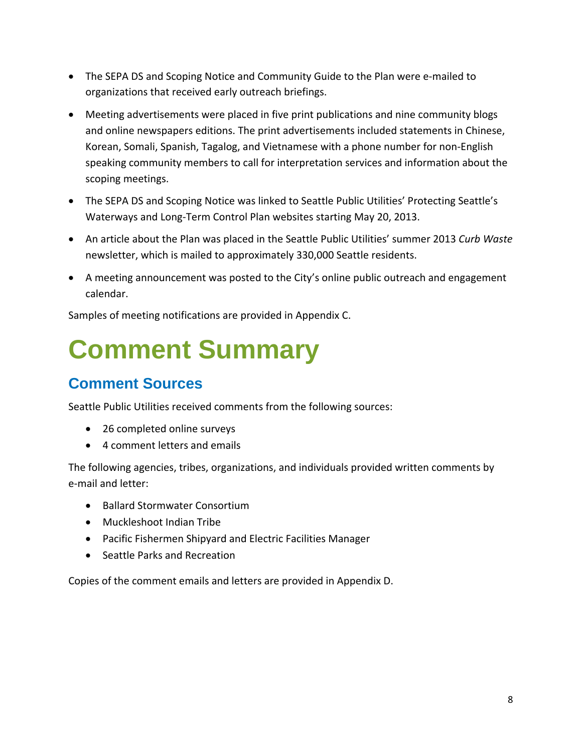- The SEPA DS and Scoping Notice and Community Guide to the Plan were e-mailed to organizations that received early outreach briefings.
- Meeting advertisements were placed in five print publications and nine community blogs and online newspapers editions. The print advertisements included statements in Chinese, Korean, Somali, Spanish, Tagalog, and Vietnamese with a phone number for non-English speaking community members to call for interpretation services and information about the scoping meetings.
- The SEPA DS and Scoping Notice was linked to Seattle Public Utilities' Protecting Seattle's Waterways and Long-Term Control Plan websites starting May 20, 2013.
- An article about the Plan was placed in the Seattle Public Utilities' summer 2013 *Curb Waste* newsletter, which is mailed to approximately 330,000 Seattle residents.
- A meeting announcement was posted to the City's online public outreach and engagement calendar.

Samples of meeting notifications are provided in Appendix C.

# Comment Summary

## Comment Sources

Seattle Public Utilities received comments from the following sources:

- 26 completed online surveys
- 4 comment letters and emails

The following agencies, tribes, organizations, and individuals provided written comments by e-mail and letter:

- Ballard Stormwater Consortium
- Muckleshoot Indian Tribe
- Pacific Fishermen Shipyard and Electric Facilities Manager
- Seattle Parks and Recreation

Copies of the comment emails and letters are provided in Appendix D.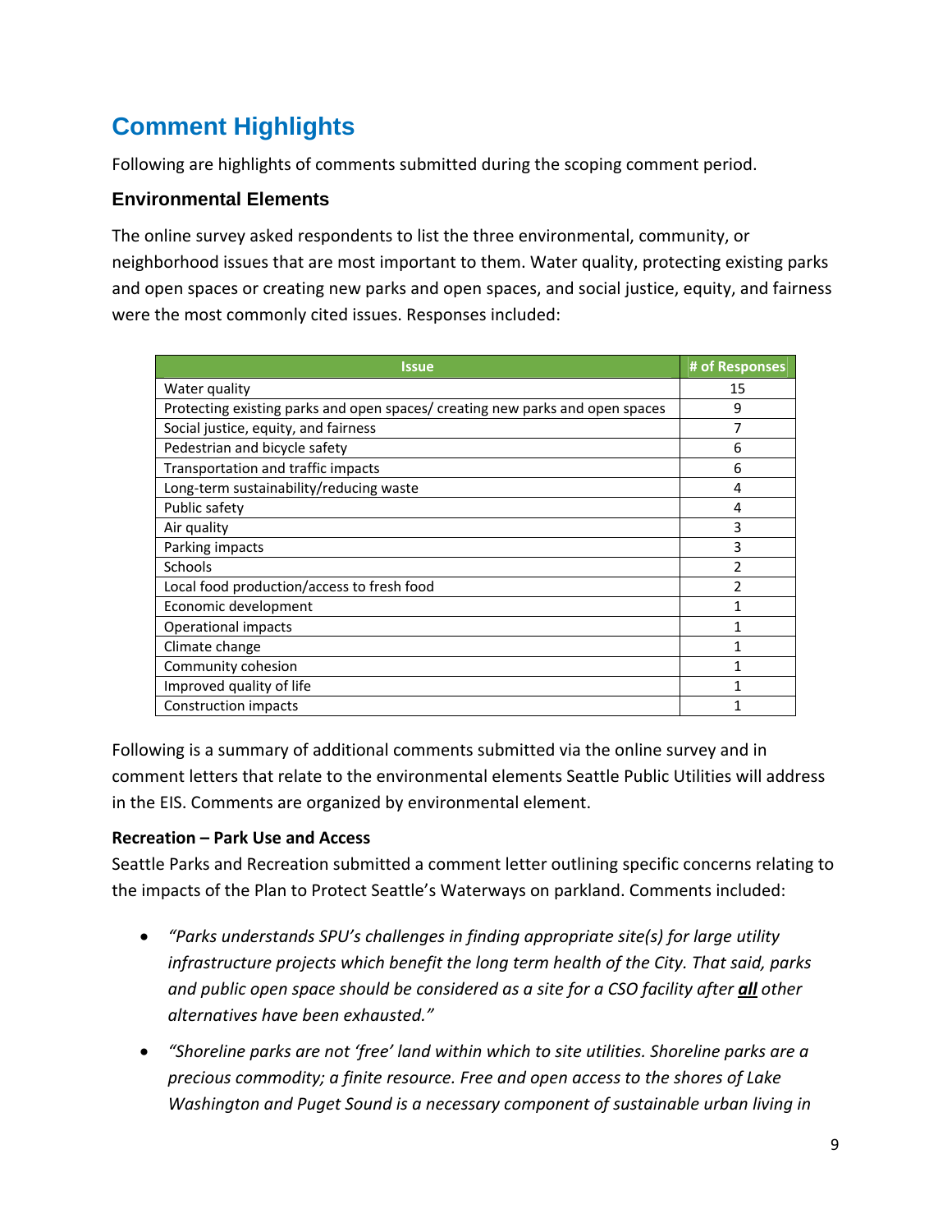## Comment Highlights

Following are highlights of comments submitted during the scoping comment period.

### Environmental Elements

The online survey asked respondents to list the three environmental, community, or neighborhood issues that are most important to them. Water quality, protecting existing parks and open spaces or creating new parks and open spaces, and social justice, equity, and fairness were the most commonly cited issues. Responses included:

| Issue | # of Responses |
|---|---|
| Water quality | 15 |
| Protecting existing parks and open spaces/ creating new parks and open spaces | 9 |
| Social justice, equity, and fairness | 7 |
| Pedestrian and bicycle safety | 6 |
| Transportation and traffic impacts | 6 |
| Long-term sustainability/reducing waste | 4 |
| Public safety | 4 |
| Air quality | 3 |
| Parking impacts | 3 |
| Schools | 2 |
| Local food production/access to fresh food | 2 |
| Economic development | 1 |
| Operational impacts | 1 |
| Climate change | 1 |
| Community cohesion | 1 |
| Improved quality of life | 1 |
| Construction impacts | 1 |

Following is a summary of additional comments submitted via the online survey and in comment letters that relate to the environmental elements Seattle Public Utilities will address in the EIS. Comments are organized by environmental element.

**Recreation – Park Use and Access**

Seattle Parks and Recreation submitted a comment letter outlining specific concerns relating to the impacts of the Plan to Protect Seattle's Waterways on parkland. Comments included:

- *"Parks understands SPU's challenges in finding appropriate site(s) for large utility infrastructure projects which benefit the long term health of the City. That said, parks and public open space should be considered as a site for a CSO facility after **all** other alternatives have been exhausted."*
- *"Shoreline parks are not 'free' land within which to site utilities. Shoreline parks are a precious commodity; a finite resource. Free and open access to the shores of Lake Washington and Puget Sound is a necessary component of sustainable urban living in*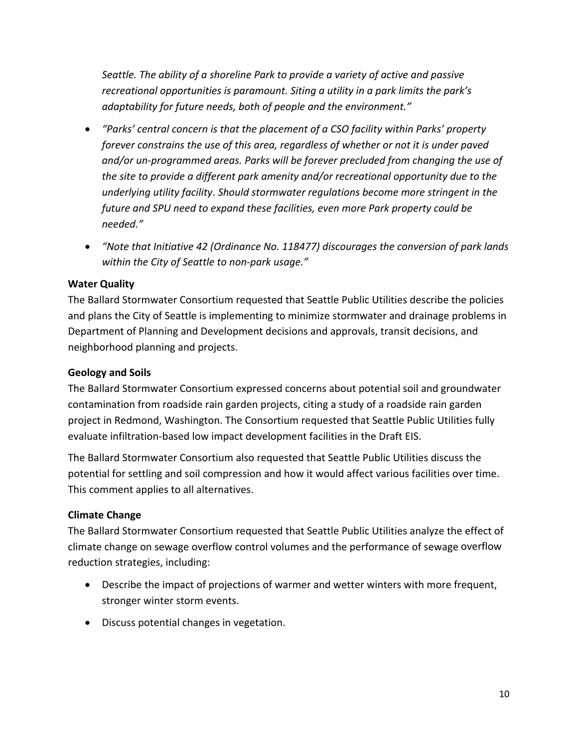*Seattle. The ability of a shoreline Park to provide a variety of active and passive recreational opportunities is paramount. Siting a utility in a park limits the park's adaptability for future needs, both of people and the environment."*

- *"Parks' central concern is that the placement of a CSO facility within Parks' property forever constrains the use of this area, regardless of whether or not it is under paved and/or un-programmed areas. Parks will be forever precluded from changing the use of the site to provide a different park amenity and/or recreational opportunity due to the underlying utility facility. Should stormwater regulations become more stringent in the future and SPU need to expand these facilities, even more Park property could be needed."*
- *"Note that Initiative 42 (Ordinance No. 118477) discourages the conversion of park lands within the City of Seattle to non-park usage."*

**Water Quality**

The Ballard Stormwater Consortium requested that Seattle Public Utilities describe the policies and plans the City of Seattle is implementing to minimize stormwater and drainage problems in Department of Planning and Development decisions and approvals, transit decisions, and neighborhood planning and projects.

**Geology and Soils**

The Ballard Stormwater Consortium expressed concerns about potential soil and groundwater contamination from roadside rain garden projects, citing a study of a roadside rain garden project in Redmond, Washington. The Consortium requested that Seattle Public Utilities fully evaluate infiltration-based low impact development facilities in the Draft EIS.

The Ballard Stormwater Consortium also requested that Seattle Public Utilities discuss the potential for settling and soil compression and how it would affect various facilities over time. This comment applies to all alternatives.

**Climate Change**

The Ballard Stormwater Consortium requested that Seattle Public Utilities analyze the effect of climate change on sewage overflow control volumes and the performance of sewage overflow reduction strategies, including:

- Describe the impact of projections of warmer and wetter winters with more frequent, stronger winter storm events.
- Discuss potential changes in vegetation.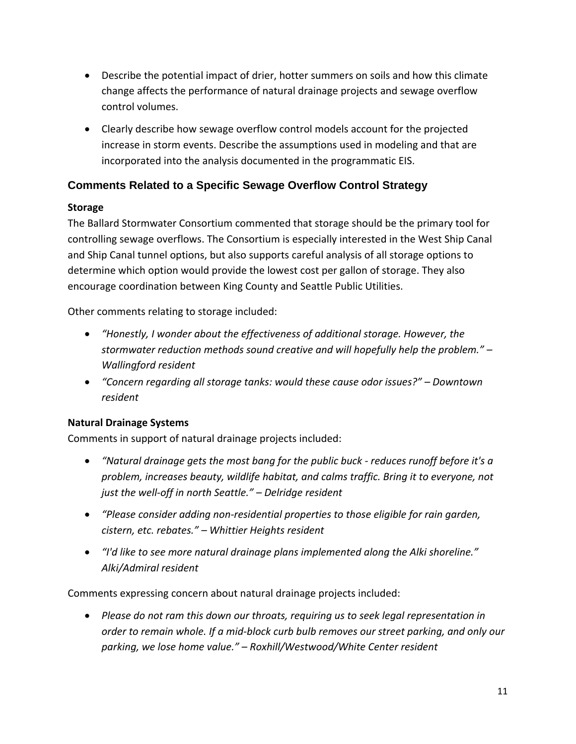- Describe the potential impact of drier, hotter summers on soils and how this climate change affects the performance of natural drainage projects and sewage overflow control volumes.
- Clearly describe how sewage overflow control models account for the projected increase in storm events. Describe the assumptions used in modeling and that are incorporated into the analysis documented in the programmatic EIS.

## Comments Related to a Specific Sewage Overflow Control Strategy

**Storage**

The Ballard Stormwater Consortium commented that storage should be the primary tool for controlling sewage overflows. The Consortium is especially interested in the West Ship Canal and Ship Canal tunnel options, but also supports careful analysis of all storage options to determine which option would provide the lowest cost per gallon of storage. They also encourage coordination between King County and Seattle Public Utilities.

Other comments relating to storage included:

- *"Honestly, I wonder about the effectiveness of additional storage. However, the stormwater reduction methods sound creative and will hopefully help the problem." – Wallingford resident*
- *"Concern regarding all storage tanks: would these cause odor issues?" – Downtown resident*

**Natural Drainage Systems**

Comments in support of natural drainage projects included:

- *"Natural drainage gets the most bang for the public buck - reduces runoff before it's a problem, increases beauty, wildlife habitat, and calms traffic. Bring it to everyone, not just the well-off in north Seattle." – Delridge resident*
- *"Please consider adding non-residential properties to those eligible for rain garden, cistern, etc. rebates." – Whittier Heights resident*
- *"I'd like to see more natural drainage plans implemented along the Alki shoreline." Alki/Admiral resident*

Comments expressing concern about natural drainage projects included:

- *Please do not ram this down our throats, requiring us to seek legal representation in order to remain whole. If a mid-block curb bulb removes our street parking, and only our parking, we lose home value." – Roxhill/Westwood/White Center resident*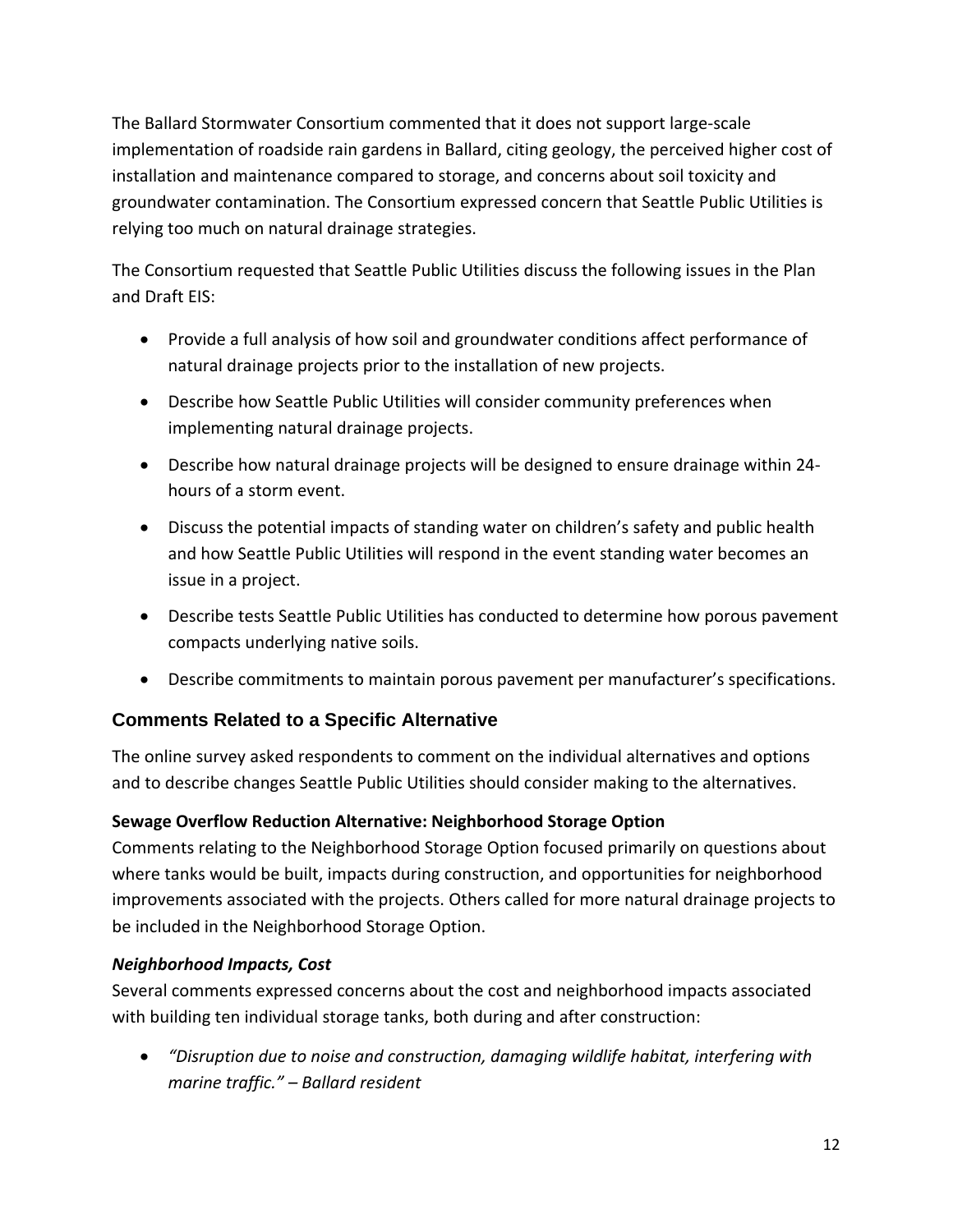The Ballard Stormwater Consortium commented that it does not support large-scale implementation of roadside rain gardens in Ballard, citing geology, the perceived higher cost of installation and maintenance compared to storage, and concerns about soil toxicity and groundwater contamination. The Consortium expressed concern that Seattle Public Utilities is relying too much on natural drainage strategies.

The Consortium requested that Seattle Public Utilities discuss the following issues in the Plan and Draft EIS:

- Provide a full analysis of how soil and groundwater conditions affect performance of natural drainage projects prior to the installation of new projects.
- Describe how Seattle Public Utilities will consider community preferences when implementing natural drainage projects.
- Describe how natural drainage projects will be designed to ensure drainage within 24-hours of a storm event.
- Discuss the potential impacts of standing water on children's safety and public health and how Seattle Public Utilities will respond in the event standing water becomes an issue in a project.
- Describe tests Seattle Public Utilities has conducted to determine how porous pavement compacts underlying native soils.
- Describe commitments to maintain porous pavement per manufacturer's specifications.

## Comments Related to a Specific Alternative

The online survey asked respondents to comment on the individual alternatives and options and to describe changes Seattle Public Utilities should consider making to the alternatives.

**Sewage Overflow Reduction Alternative: Neighborhood Storage Option**

Comments relating to the Neighborhood Storage Option focused primarily on questions about where tanks would be built, impacts during construction, and opportunities for neighborhood improvements associated with the projects. Others called for more natural drainage projects to be included in the Neighborhood Storage Option.

***Neighborhood Impacts, Cost***

Several comments expressed concerns about the cost and neighborhood impacts associated with building ten individual storage tanks, both during and after construction:

- *"Disruption due to noise and construction, damaging wildlife habitat, interfering with marine traffic." – Ballard resident*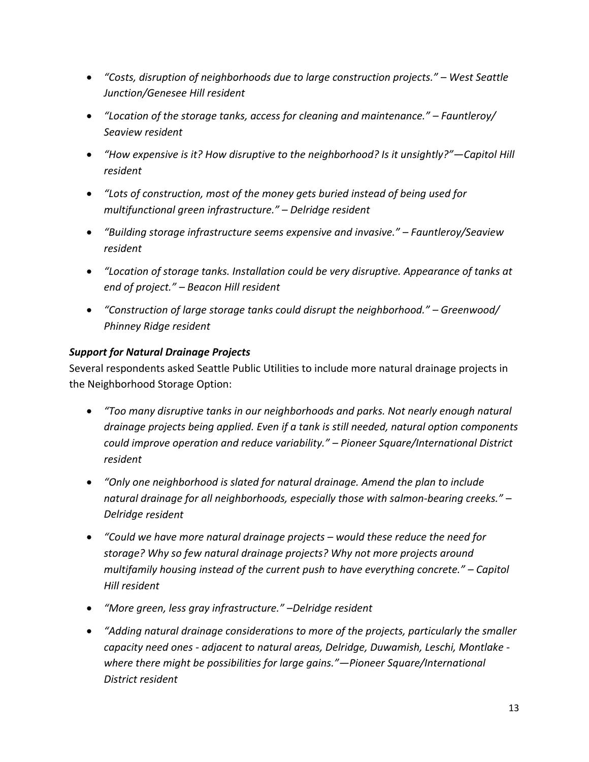- *"Costs, disruption of neighborhoods due to large construction projects." – West Seattle Junction/Genesee Hill resident*
- *"Location of the storage tanks, access for cleaning and maintenance." – Fauntleroy/ Seaview resident*
- *"How expensive is it? How disruptive to the neighborhood? Is it unsightly?"—Capitol Hill resident*
- *"Lots of construction, most of the money gets buried instead of being used for multifunctional green infrastructure." – Delridge resident*
- *"Building storage infrastructure seems expensive and invasive." – Fauntleroy/Seaview resident*
- *"Location of storage tanks. Installation could be very disruptive. Appearance of tanks at end of project." – Beacon Hill resident*
- *"Construction of large storage tanks could disrupt the neighborhood." – Greenwood/ Phinney Ridge resident*

***Support for Natural Drainage Projects***

Several respondents asked Seattle Public Utilities to include more natural drainage projects in the Neighborhood Storage Option:

- *"Too many disruptive tanks in our neighborhoods and parks. Not nearly enough natural drainage projects being applied. Even if a tank is still needed, natural option components could improve operation and reduce variability." – Pioneer Square/International District resident*
- *"Only one neighborhood is slated for natural drainage. Amend the plan to include natural drainage for all neighborhoods, especially those with salmon-bearing creeks." – Delridge resident*
- *"Could we have more natural drainage projects – would these reduce the need for storage? Why so few natural drainage projects? Why not more projects around multifamily housing instead of the current push to have everything concrete." – Capitol Hill resident*
- *"More green, less gray infrastructure." –Delridge resident*
- *"Adding natural drainage considerations to more of the projects, particularly the smaller capacity need ones - adjacent to natural areas, Delridge, Duwamish, Leschi, Montlake - where there might be possibilities for large gains."—Pioneer Square/International District resident*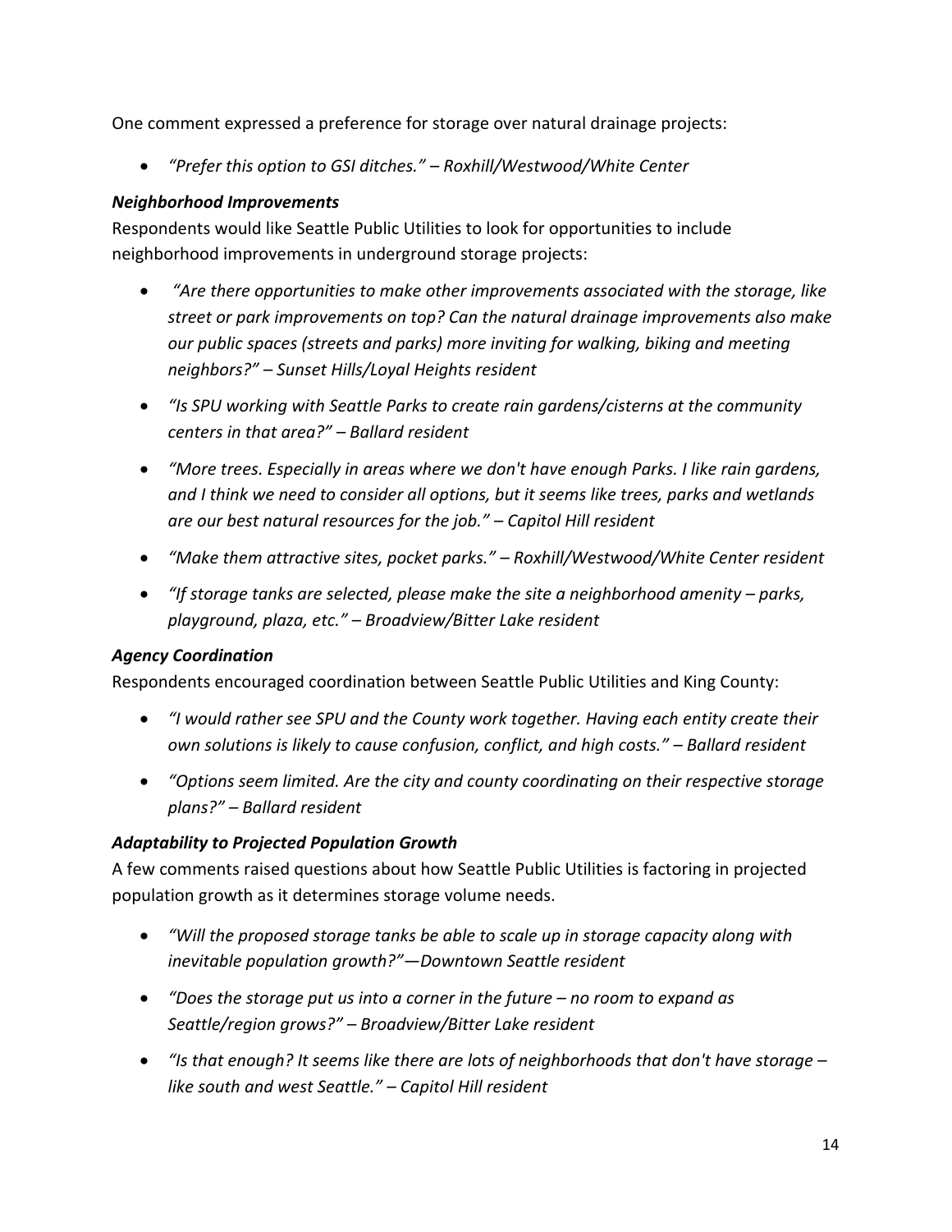One comment expressed a preference for storage over natural drainage projects:

- *"Prefer this option to GSI ditches." – Roxhill/Westwood/White Center*

***Neighborhood Improvements***

Respondents would like Seattle Public Utilities to look for opportunities to include neighborhood improvements in underground storage projects:

- *"Are there opportunities to make other improvements associated with the storage, like street or park improvements on top? Can the natural drainage improvements also make our public spaces (streets and parks) more inviting for walking, biking and meeting neighbors?" – Sunset Hills/Loyal Heights resident*
- *"Is SPU working with Seattle Parks to create rain gardens/cisterns at the community centers in that area?" – Ballard resident*
- *"More trees. Especially in areas where we don't have enough Parks. I like rain gardens, and I think we need to consider all options, but it seems like trees, parks and wetlands are our best natural resources for the job." – Capitol Hill resident*
- *"Make them attractive sites, pocket parks." – Roxhill/Westwood/White Center resident*
- *"If storage tanks are selected, please make the site a neighborhood amenity – parks, playground, plaza, etc." – Broadview/Bitter Lake resident*

***Agency Coordination***

Respondents encouraged coordination between Seattle Public Utilities and King County:

- *"I would rather see SPU and the County work together. Having each entity create their own solutions is likely to cause confusion, conflict, and high costs." – Ballard resident*
- *"Options seem limited. Are the city and county coordinating on their respective storage plans?" – Ballard resident*

***Adaptability to Projected Population Growth***

A few comments raised questions about how Seattle Public Utilities is factoring in projected population growth as it determines storage volume needs.

- *"Will the proposed storage tanks be able to scale up in storage capacity along with inevitable population growth?"—Downtown Seattle resident*
- *"Does the storage put us into a corner in the future – no room to expand as Seattle/region grows?" – Broadview/Bitter Lake resident*
- *"Is that enough? It seems like there are lots of neighborhoods that don't have storage – like south and west Seattle." – Capitol Hill resident*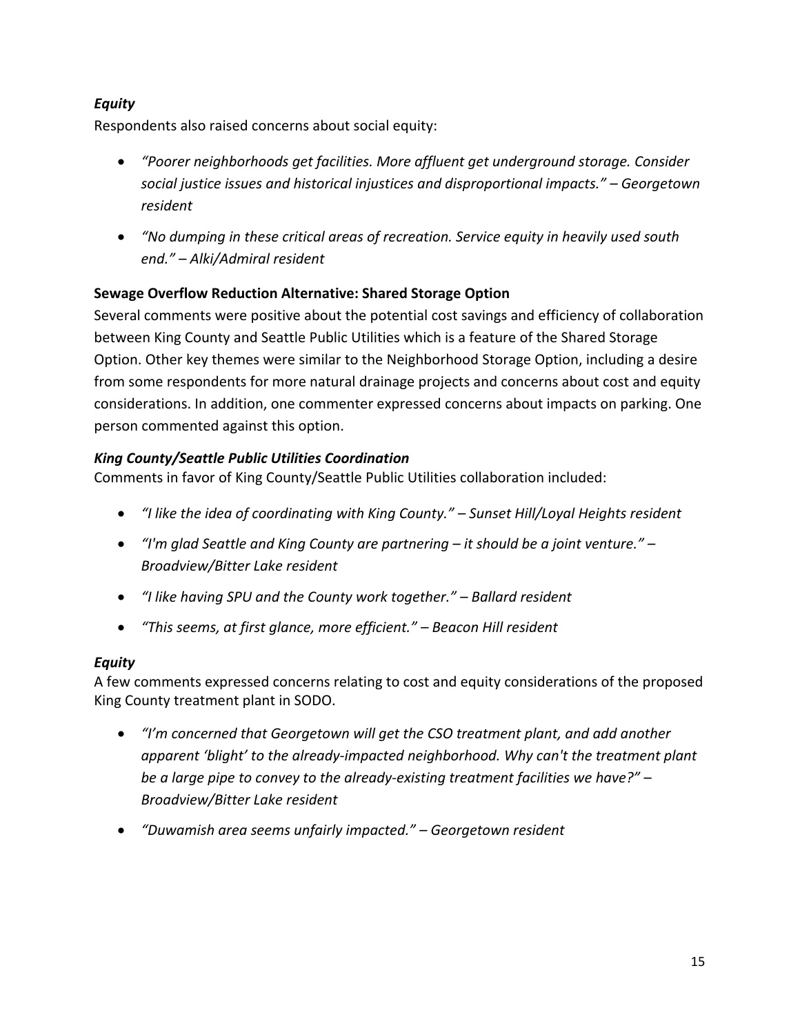***Equity***

Respondents also raised concerns about social equity:

- *"Poorer neighborhoods get facilities. More affluent get underground storage. Consider social justice issues and historical injustices and disproportional impacts." – Georgetown resident*
- *"No dumping in these critical areas of recreation. Service equity in heavily used south end." – Alki/Admiral resident*

**Sewage Overflow Reduction Alternative: Shared Storage Option**

Several comments were positive about the potential cost savings and efficiency of collaboration between King County and Seattle Public Utilities which is a feature of the Shared Storage Option. Other key themes were similar to the Neighborhood Storage Option, including a desire from some respondents for more natural drainage projects and concerns about cost and equity considerations. In addition, one commenter expressed concerns about impacts on parking. One person commented against this option.

***King County/Seattle Public Utilities Coordination***

Comments in favor of King County/Seattle Public Utilities collaboration included:

- *"I like the idea of coordinating with King County." – Sunset Hill/Loyal Heights resident*
- *"I'm glad Seattle and King County are partnering – it should be a joint venture." – Broadview/Bitter Lake resident*
- *"I like having SPU and the County work together." – Ballard resident*
- *"This seems, at first glance, more efficient." – Beacon Hill resident*

***Equity***

A few comments expressed concerns relating to cost and equity considerations of the proposed King County treatment plant in SODO.

- *"I'm concerned that Georgetown will get the CSO treatment plant, and add another apparent 'blight' to the already-impacted neighborhood. Why can't the treatment plant be a large pipe to convey to the already-existing treatment facilities we have?" – Broadview/Bitter Lake resident*
- *"Duwamish area seems unfairly impacted." – Georgetown resident*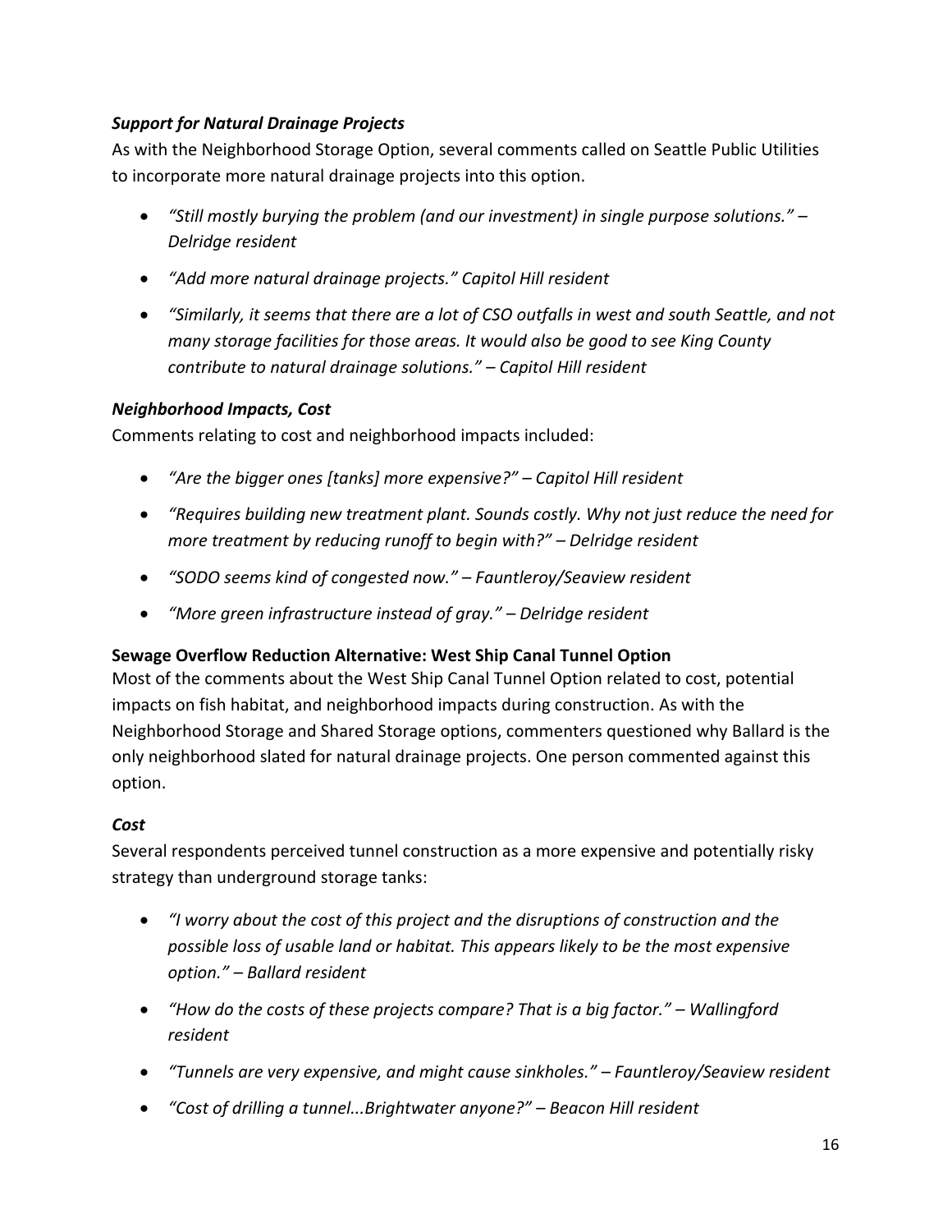### *Support for Natural Drainage Projects*

As with the Neighborhood Storage Option, several comments called on Seattle Public Utilities to incorporate more natural drainage projects into this option.

- *"Still mostly burying the problem (and our investment) in single purpose solutions." – Delridge resident*
- *"Add more natural drainage projects." Capitol Hill resident*
- *"Similarly, it seems that there are a lot of CSO outfalls in west and south Seattle, and not many storage facilities for those areas. It would also be good to see King County contribute to natural drainage solutions." – Capitol Hill resident*

### *Neighborhood Impacts, Cost*

Comments relating to cost and neighborhood impacts included:

- *"Are the bigger ones [tanks] more expensive?" – Capitol Hill resident*
- *"Requires building new treatment plant. Sounds costly. Why not just reduce the need for more treatment by reducing runoff to begin with?" – Delridge resident*
- *"SODO seems kind of congested now." – Fauntleroy/Seaview resident*
- *"More green infrastructure instead of gray." – Delridge resident*

## Sewage Overflow Reduction Alternative: West Ship Canal Tunnel Option

Most of the comments about the West Ship Canal Tunnel Option related to cost, potential impacts on fish habitat, and neighborhood impacts during construction. As with the Neighborhood Storage and Shared Storage options, commenters questioned why Ballard is the only neighborhood slated for natural drainage projects. One person commented against this option.

### *Cost*

Several respondents perceived tunnel construction as a more expensive and potentially risky strategy than underground storage tanks:

- *"I worry about the cost of this project and the disruptions of construction and the possible loss of usable land or habitat. This appears likely to be the most expensive option." – Ballard resident*
- *"How do the costs of these projects compare? That is a big factor." – Wallingford resident*
- *"Tunnels are very expensive, and might cause sinkholes." – Fauntleroy/Seaview resident*
- *"Cost of drilling a tunnel...Brightwater anyone?" – Beacon Hill resident*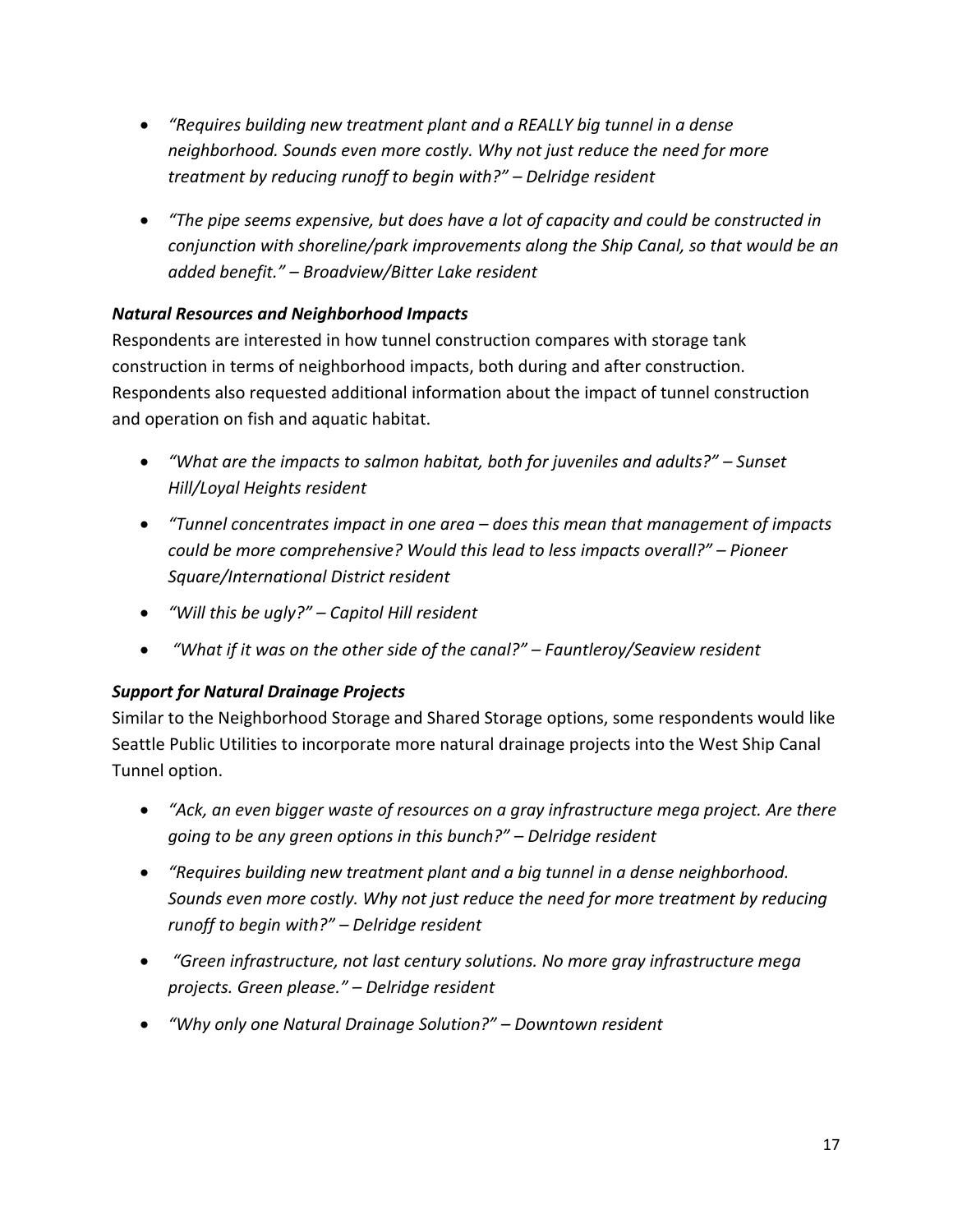- *"Requires building new treatment plant and a REALLY big tunnel in a dense neighborhood. Sounds even more costly. Why not just reduce the need for more treatment by reducing runoff to begin with?" – Delridge resident*

- *"The pipe seems expensive, but does have a lot of capacity and could be constructed in conjunction with shoreline/park improvements along the Ship Canal, so that would be an added benefit." – Broadview/Bitter Lake resident*

### *Natural Resources and Neighborhood Impacts*

Respondents are interested in how tunnel construction compares with storage tank construction in terms of neighborhood impacts, both during and after construction. Respondents also requested additional information about the impact of tunnel construction and operation on fish and aquatic habitat.

- *"What are the impacts to salmon habitat, both for juveniles and adults?" – Sunset Hill/Loyal Heights resident*

- *"Tunnel concentrates impact in one area – does this mean that management of impacts could be more comprehensive? Would this lead to less impacts overall?" – Pioneer Square/International District resident*

- *"Will this be ugly?" – Capitol Hill resident*

- *"What if it was on the other side of the canal?" – Fauntleroy/Seaview resident*

### *Support for Natural Drainage Projects*

Similar to the Neighborhood Storage and Shared Storage options, some respondents would like Seattle Public Utilities to incorporate more natural drainage projects into the West Ship Canal Tunnel option.

- *"Ack, an even bigger waste of resources on a gray infrastructure mega project. Are there going to be any green options in this bunch?" – Delridge resident*

- *"Requires building new treatment plant and a big tunnel in a dense neighborhood. Sounds even more costly. Why not just reduce the need for more treatment by reducing runoff to begin with?" – Delridge resident*

- *"Green infrastructure, not last century solutions. No more gray infrastructure mega projects. Green please." – Delridge resident*

- *"Why only one Natural Drainage Solution?" – Downtown resident*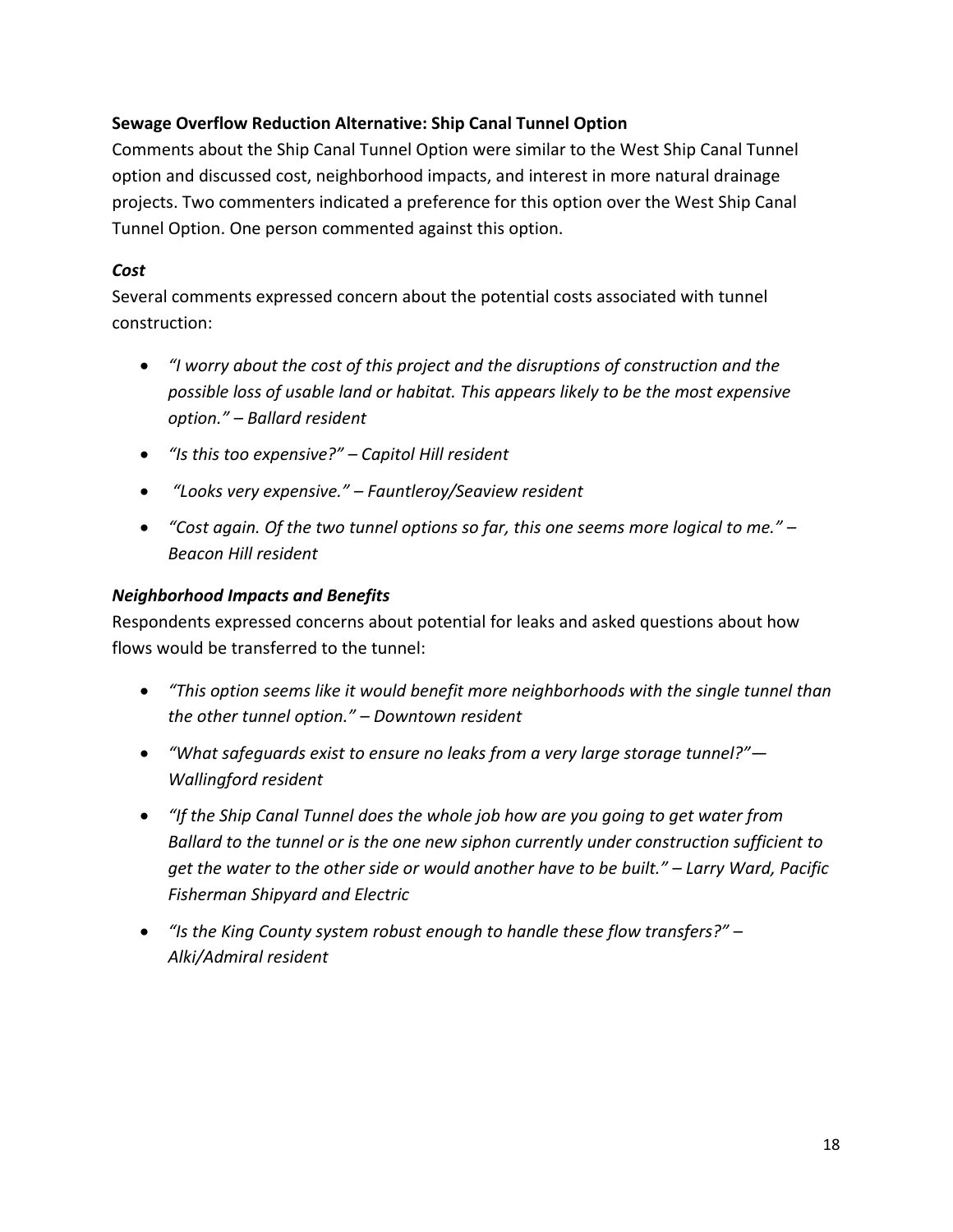**Sewage Overflow Reduction Alternative: Ship Canal Tunnel Option**

Comments about the Ship Canal Tunnel Option were similar to the West Ship Canal Tunnel option and discussed cost, neighborhood impacts, and interest in more natural drainage projects. Two commenters indicated a preference for this option over the West Ship Canal Tunnel Option. One person commented against this option.

***Cost***

Several comments expressed concern about the potential costs associated with tunnel construction:

- *"I worry about the cost of this project and the disruptions of construction and the possible loss of usable land or habitat. This appears likely to be the most expensive option." – Ballard resident*
- *"Is this too expensive?" – Capitol Hill resident*
- *"Looks very expensive." – Fauntleroy/Seaview resident*
- *"Cost again. Of the two tunnel options so far, this one seems more logical to me." – Beacon Hill resident*

***Neighborhood Impacts and Benefits***

Respondents expressed concerns about potential for leaks and asked questions about how flows would be transferred to the tunnel:

- *"This option seems like it would benefit more neighborhoods with the single tunnel than the other tunnel option." – Downtown resident*
- *"What safeguards exist to ensure no leaks from a very large storage tunnel?"— Wallingford resident*
- *"If the Ship Canal Tunnel does the whole job how are you going to get water from Ballard to the tunnel or is the one new siphon currently under construction sufficient to get the water to the other side or would another have to be built." – Larry Ward, Pacific Fisherman Shipyard and Electric*
- *"Is the King County system robust enough to handle these flow transfers?" – Alki/Admiral resident*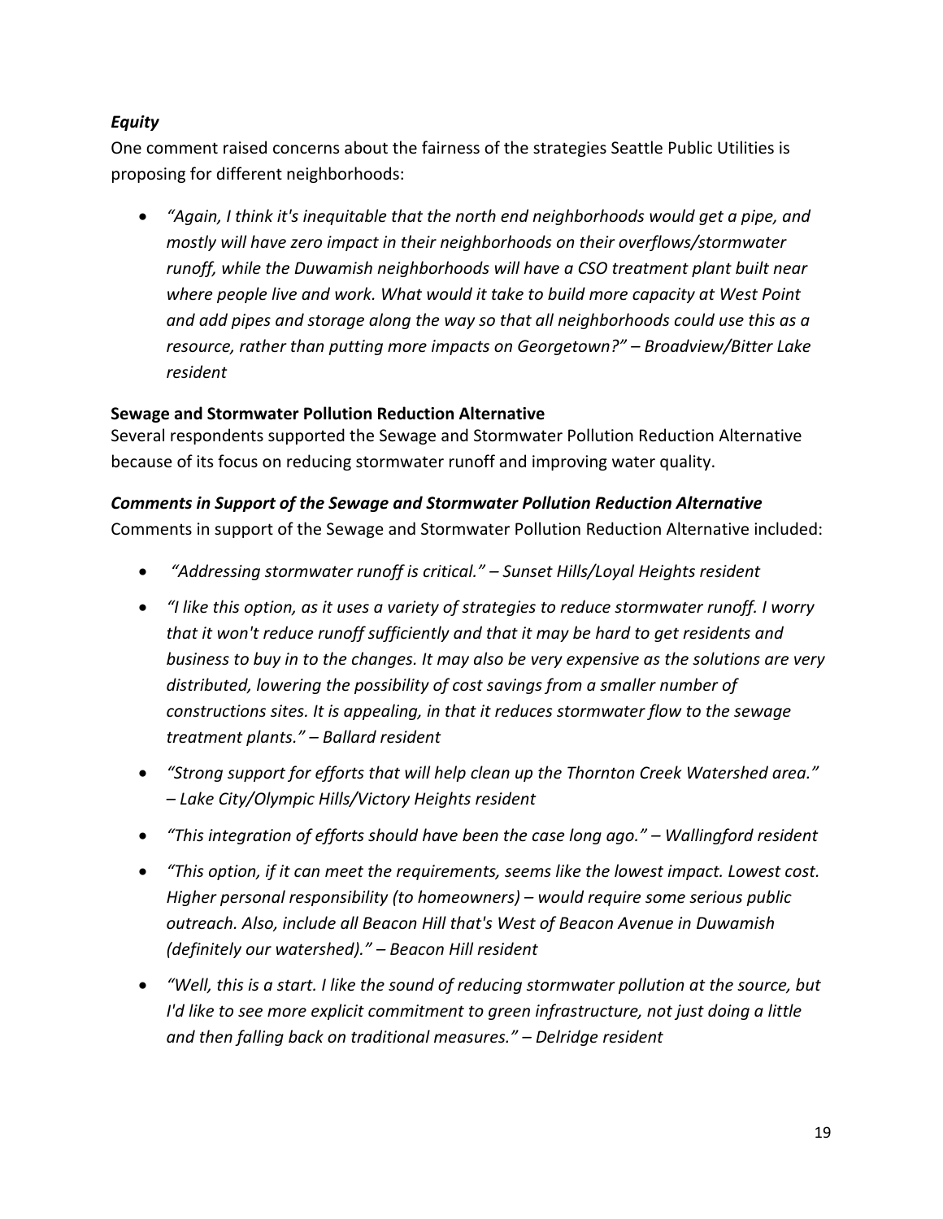### *Equity*

One comment raised concerns about the fairness of the strategies Seattle Public Utilities is proposing for different neighborhoods:

- *"Again, I think it's inequitable that the north end neighborhoods would get a pipe, and mostly will have zero impact in their neighborhoods on their overflows/stormwater runoff, while the Duwamish neighborhoods will have a CSO treatment plant built near where people live and work. What would it take to build more capacity at West Point and add pipes and storage along the way so that all neighborhoods could use this as a resource, rather than putting more impacts on Georgetown?" – Broadview/Bitter Lake resident*

## Sewage and Stormwater Pollution Reduction Alternative

Several respondents supported the Sewage and Stormwater Pollution Reduction Alternative because of its focus on reducing stormwater runoff and improving water quality.

### *Comments in Support of the Sewage and Stormwater Pollution Reduction Alternative*

Comments in support of the Sewage and Stormwater Pollution Reduction Alternative included:

- *"Addressing stormwater runoff is critical." – Sunset Hills/Loyal Heights resident*
- *"I like this option, as it uses a variety of strategies to reduce stormwater runoff. I worry that it won't reduce runoff sufficiently and that it may be hard to get residents and business to buy in to the changes. It may also be very expensive as the solutions are very distributed, lowering the possibility of cost savings from a smaller number of constructions sites. It is appealing, in that it reduces stormwater flow to the sewage treatment plants." – Ballard resident*
- *"Strong support for efforts that will help clean up the Thornton Creek Watershed area." – Lake City/Olympic Hills/Victory Heights resident*
- *"This integration of efforts should have been the case long ago." – Wallingford resident*
- *"This option, if it can meet the requirements, seems like the lowest impact. Lowest cost. Higher personal responsibility (to homeowners) – would require some serious public outreach. Also, include all Beacon Hill that's West of Beacon Avenue in Duwamish (definitely our watershed)." – Beacon Hill resident*
- *"Well, this is a start. I like the sound of reducing stormwater pollution at the source, but I'd like to see more explicit commitment to green infrastructure, not just doing a little and then falling back on traditional measures." – Delridge resident*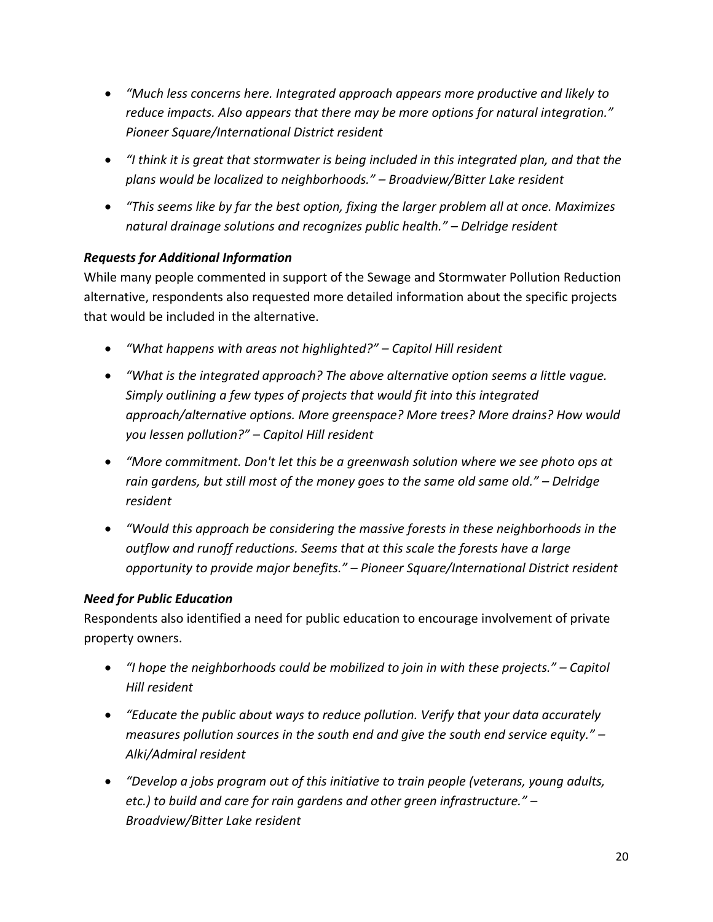- *"Much less concerns here. Integrated approach appears more productive and likely to reduce impacts. Also appears that there may be more options for natural integration." Pioneer Square/International District resident*
- *"I think it is great that stormwater is being included in this integrated plan, and that the plans would be localized to neighborhoods." – Broadview/Bitter Lake resident*
- *"This seems like by far the best option, fixing the larger problem all at once. Maximizes natural drainage solutions and recognizes public health." – Delridge resident*

***Requests for Additional Information***

While many people commented in support of the Sewage and Stormwater Pollution Reduction alternative, respondents also requested more detailed information about the specific projects that would be included in the alternative.

- *"What happens with areas not highlighted?" – Capitol Hill resident*
- *"What is the integrated approach? The above alternative option seems a little vague. Simply outlining a few types of projects that would fit into this integrated approach/alternative options. More greenspace? More trees? More drains? How would you lessen pollution?" – Capitol Hill resident*
- *"More commitment. Don't let this be a greenwash solution where we see photo ops at rain gardens, but still most of the money goes to the same old same old." – Delridge resident*
- *"Would this approach be considering the massive forests in these neighborhoods in the outflow and runoff reductions. Seems that at this scale the forests have a large opportunity to provide major benefits." – Pioneer Square/International District resident*

***Need for Public Education***

Respondents also identified a need for public education to encourage involvement of private property owners.

- *"I hope the neighborhoods could be mobilized to join in with these projects." – Capitol Hill resident*
- *"Educate the public about ways to reduce pollution. Verify that your data accurately measures pollution sources in the south end and give the south end service equity." – Alki/Admiral resident*
- *"Develop a jobs program out of this initiative to train people (veterans, young adults, etc.) to build and care for rain gardens and other green infrastructure." – Broadview/Bitter Lake resident*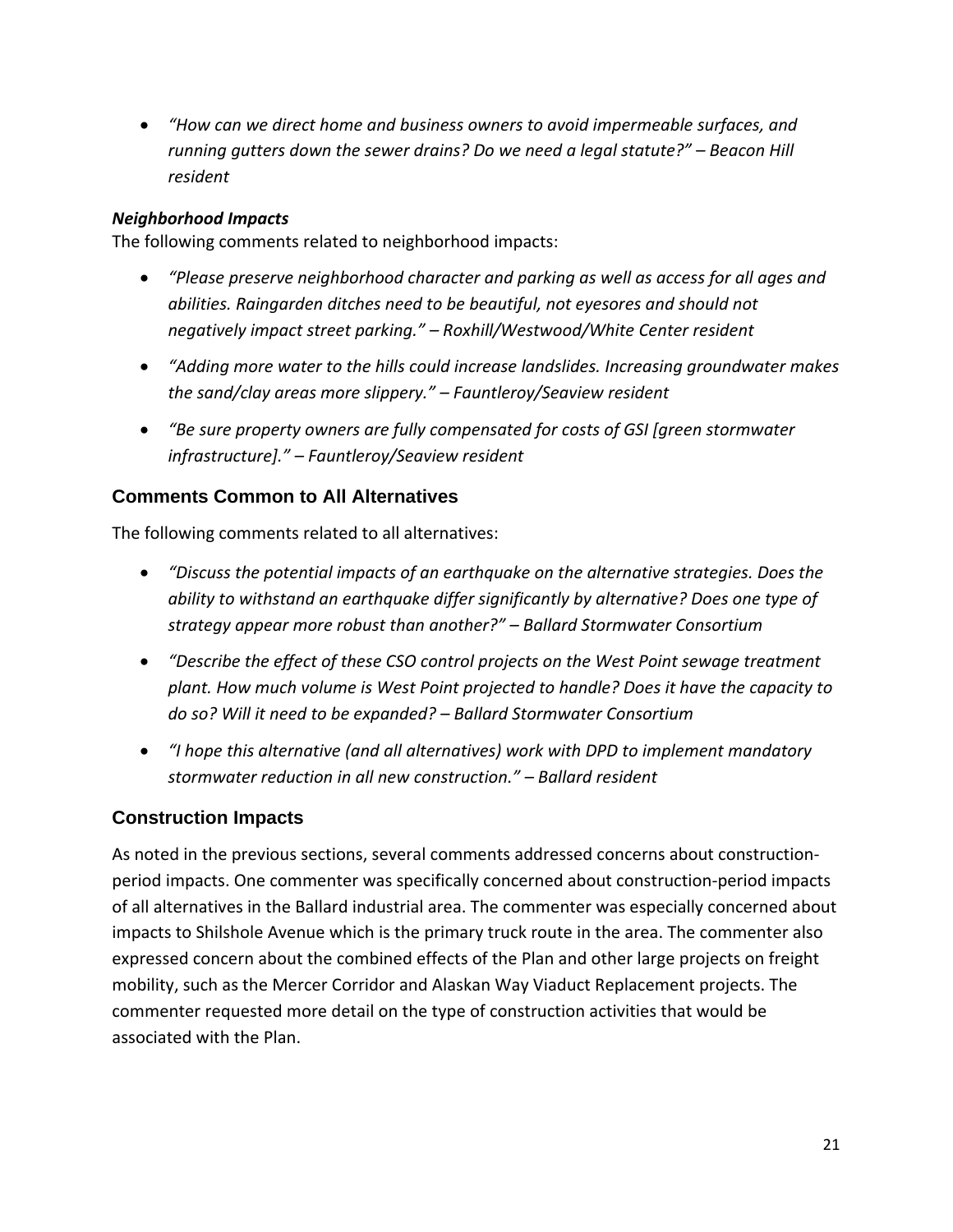- *"How can we direct home and business owners to avoid impermeable surfaces, and running gutters down the sewer drains? Do we need a legal statute?" – Beacon Hill resident*

***Neighborhood Impacts***

The following comments related to neighborhood impacts:

- *"Please preserve neighborhood character and parking as well as access for all ages and abilities. Raingarden ditches need to be beautiful, not eyesores and should not negatively impact street parking." – Roxhill/Westwood/White Center resident*
- *"Adding more water to the hills could increase landslides. Increasing groundwater makes the sand/clay areas more slippery." – Fauntleroy/Seaview resident*
- *"Be sure property owners are fully compensated for costs of GSI [green stormwater infrastructure]." – Fauntleroy/Seaview resident*

## Comments Common to All Alternatives

The following comments related to all alternatives:

- *"Discuss the potential impacts of an earthquake on the alternative strategies. Does the ability to withstand an earthquake differ significantly by alternative? Does one type of strategy appear more robust than another?" – Ballard Stormwater Consortium*
- *"Describe the effect of these CSO control projects on the West Point sewage treatment plant. How much volume is West Point projected to handle? Does it have the capacity to do so? Will it need to be expanded? – Ballard Stormwater Consortium*
- *"I hope this alternative (and all alternatives) work with DPD to implement mandatory stormwater reduction in all new construction." – Ballard resident*

## Construction Impacts

As noted in the previous sections, several comments addressed concerns about construction-period impacts. One commenter was specifically concerned about construction-period impacts of all alternatives in the Ballard industrial area. The commenter was especially concerned about impacts to Shilshole Avenue which is the primary truck route in the area. The commenter also expressed concern about the combined effects of the Plan and other large projects on freight mobility, such as the Mercer Corridor and Alaskan Way Viaduct Replacement projects. The commenter requested more detail on the type of construction activities that would be associated with the Plan.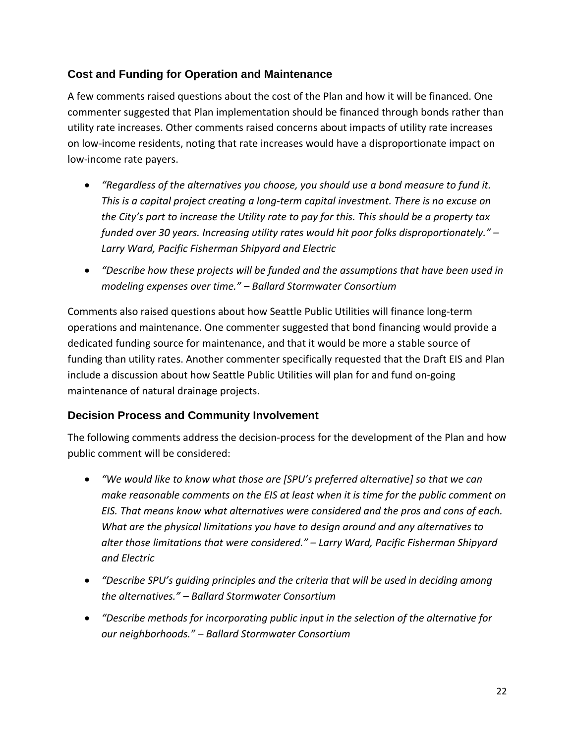### Cost and Funding for Operation and Maintenance

A few comments raised questions about the cost of the Plan and how it will be financed. One commenter suggested that Plan implementation should be financed through bonds rather than utility rate increases. Other comments raised concerns about impacts of utility rate increases on low-income residents, noting that rate increases would have a disproportionate impact on low-income rate payers.

- *"Regardless of the alternatives you choose, you should use a bond measure to fund it. This is a capital project creating a long-term capital investment. There is no excuse on the City's part to increase the Utility rate to pay for this. This should be a property tax funded over 30 years. Increasing utility rates would hit poor folks disproportionately." – Larry Ward, Pacific Fisherman Shipyard and Electric*
- *"Describe how these projects will be funded and the assumptions that have been used in modeling expenses over time." – Ballard Stormwater Consortium*

Comments also raised questions about how Seattle Public Utilities will finance long-term operations and maintenance. One commenter suggested that bond financing would provide a dedicated funding source for maintenance, and that it would be more a stable source of funding than utility rates. Another commenter specifically requested that the Draft EIS and Plan include a discussion about how Seattle Public Utilities will plan for and fund on-going maintenance of natural drainage projects.

### Decision Process and Community Involvement

The following comments address the decision-process for the development of the Plan and how public comment will be considered:

- *"We would like to know what those are [SPU's preferred alternative] so that we can make reasonable comments on the EIS at least when it is time for the public comment on EIS. That means know what alternatives were considered and the pros and cons of each. What are the physical limitations you have to design around and any alternatives to alter those limitations that were considered." – Larry Ward, Pacific Fisherman Shipyard and Electric*
- *"Describe SPU's guiding principles and the criteria that will be used in deciding among the alternatives." – Ballard Stormwater Consortium*
- *"Describe methods for incorporating public input in the selection of the alternative for our neighborhoods." – Ballard Stormwater Consortium*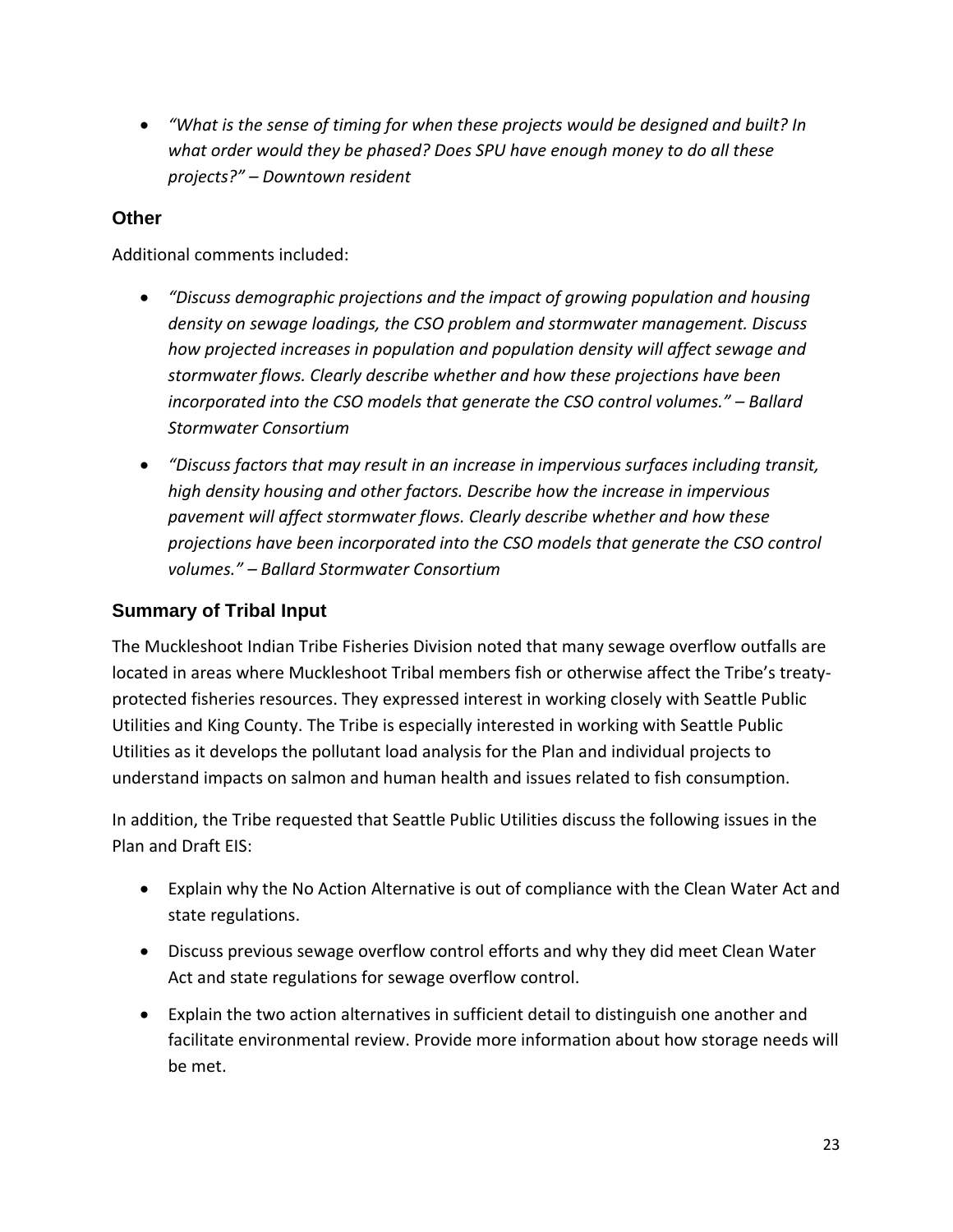- *"What is the sense of timing for when these projects would be designed and built? In what order would they be phased? Does SPU have enough money to do all these projects?" – Downtown resident*

### Other

Additional comments included:

- *"Discuss demographic projections and the impact of growing population and housing density on sewage loadings, the CSO problem and stormwater management. Discuss how projected increases in population and population density will affect sewage and stormwater flows. Clearly describe whether and how these projections have been incorporated into the CSO models that generate the CSO control volumes." – Ballard Stormwater Consortium*
- *"Discuss factors that may result in an increase in impervious surfaces including transit, high density housing and other factors. Describe how the increase in impervious pavement will affect stormwater flows. Clearly describe whether and how these projections have been incorporated into the CSO models that generate the CSO control volumes." – Ballard Stormwater Consortium*

### Summary of Tribal Input

The Muckleshoot Indian Tribe Fisheries Division noted that many sewage overflow outfalls are located in areas where Muckleshoot Tribal members fish or otherwise affect the Tribe's treaty-protected fisheries resources. They expressed interest in working closely with Seattle Public Utilities and King County. The Tribe is especially interested in working with Seattle Public Utilities as it develops the pollutant load analysis for the Plan and individual projects to understand impacts on salmon and human health and issues related to fish consumption.

In addition, the Tribe requested that Seattle Public Utilities discuss the following issues in the Plan and Draft EIS:

- Explain why the No Action Alternative is out of compliance with the Clean Water Act and state regulations.
- Discuss previous sewage overflow control efforts and why they did meet Clean Water Act and state regulations for sewage overflow control.
- Explain the two action alternatives in sufficient detail to distinguish one another and facilitate environmental review. Provide more information about how storage needs will be met.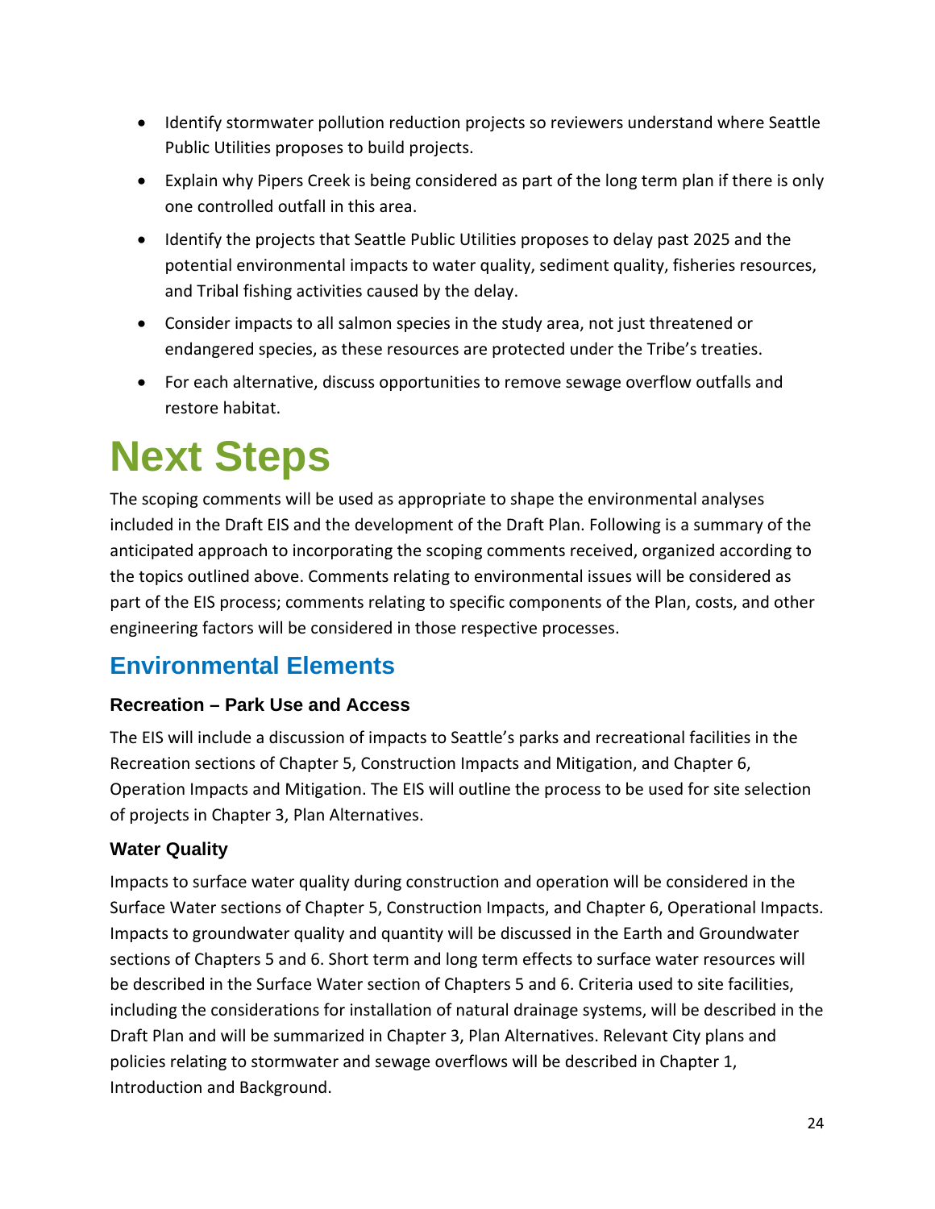- Identify stormwater pollution reduction projects so reviewers understand where Seattle Public Utilities proposes to build projects.
- Explain why Pipers Creek is being considered as part of the long term plan if there is only one controlled outfall in this area.
- Identify the projects that Seattle Public Utilities proposes to delay past 2025 and the potential environmental impacts to water quality, sediment quality, fisheries resources, and Tribal fishing activities caused by the delay.
- Consider impacts to all salmon species in the study area, not just threatened or endangered species, as these resources are protected under the Tribe's treaties.
- For each alternative, discuss opportunities to remove sewage overflow outfalls and restore habitat.

# Next Steps

The scoping comments will be used as appropriate to shape the environmental analyses included in the Draft EIS and the development of the Draft Plan. Following is a summary of the anticipated approach to incorporating the scoping comments received, organized according to the topics outlined above. Comments relating to environmental issues will be considered as part of the EIS process; comments relating to specific components of the Plan, costs, and other engineering factors will be considered in those respective processes.

## Environmental Elements

### Recreation – Park Use and Access

The EIS will include a discussion of impacts to Seattle's parks and recreational facilities in the Recreation sections of Chapter 5, Construction Impacts and Mitigation, and Chapter 6, Operation Impacts and Mitigation. The EIS will outline the process to be used for site selection of projects in Chapter 3, Plan Alternatives.

### Water Quality

Impacts to surface water quality during construction and operation will be considered in the Surface Water sections of Chapter 5, Construction Impacts, and Chapter 6, Operational Impacts. Impacts to groundwater quality and quantity will be discussed in the Earth and Groundwater sections of Chapters 5 and 6. Short term and long term effects to surface water resources will be described in the Surface Water section of Chapters 5 and 6. Criteria used to site facilities, including the considerations for installation of natural drainage systems, will be described in the Draft Plan and will be summarized in Chapter 3, Plan Alternatives. Relevant City plans and policies relating to stormwater and sewage overflows will be described in Chapter 1, Introduction and Background.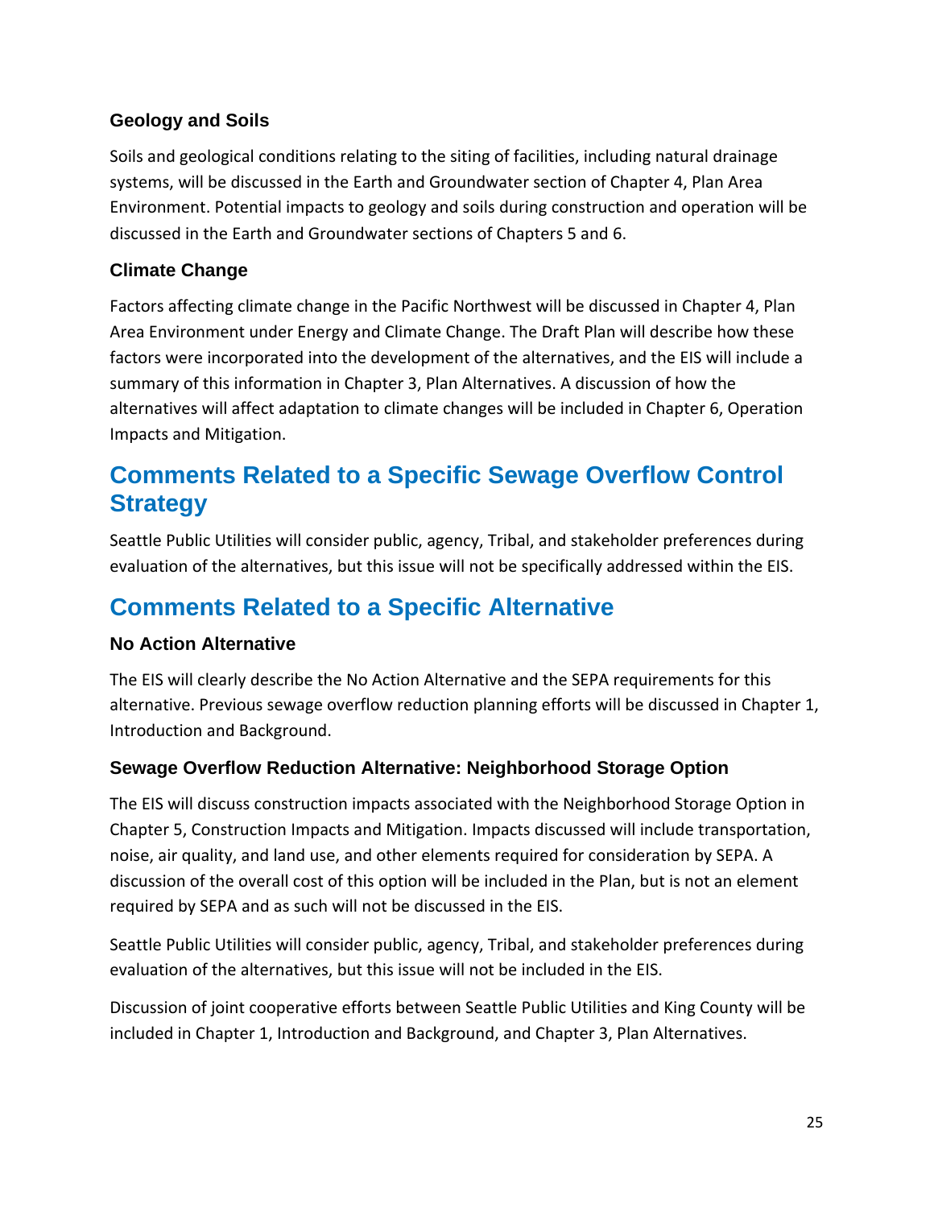### Geology and Soils

Soils and geological conditions relating to the siting of facilities, including natural drainage systems, will be discussed in the Earth and Groundwater section of Chapter 4, Plan Area Environment. Potential impacts to geology and soils during construction and operation will be discussed in the Earth and Groundwater sections of Chapters 5 and 6.

### Climate Change

Factors affecting climate change in the Pacific Northwest will be discussed in Chapter 4, Plan Area Environment under Energy and Climate Change. The Draft Plan will describe how these factors were incorporated into the development of the alternatives, and the EIS will include a summary of this information in Chapter 3, Plan Alternatives. A discussion of how the alternatives will affect adaptation to climate changes will be included in Chapter 6, Operation Impacts and Mitigation.

## Comments Related to a Specific Sewage Overflow Control Strategy

Seattle Public Utilities will consider public, agency, Tribal, and stakeholder preferences during evaluation of the alternatives, but this issue will not be specifically addressed within the EIS.

## Comments Related to a Specific Alternative

### No Action Alternative

The EIS will clearly describe the No Action Alternative and the SEPA requirements for this alternative. Previous sewage overflow reduction planning efforts will be discussed in Chapter 1, Introduction and Background.

### Sewage Overflow Reduction Alternative: Neighborhood Storage Option

The EIS will discuss construction impacts associated with the Neighborhood Storage Option in Chapter 5, Construction Impacts and Mitigation. Impacts discussed will include transportation, noise, air quality, and land use, and other elements required for consideration by SEPA. A discussion of the overall cost of this option will be included in the Plan, but is not an element required by SEPA and as such will not be discussed in the EIS.

Seattle Public Utilities will consider public, agency, Tribal, and stakeholder preferences during evaluation of the alternatives, but this issue will not be included in the EIS.

Discussion of joint cooperative efforts between Seattle Public Utilities and King County will be included in Chapter 1, Introduction and Background, and Chapter 3, Plan Alternatives.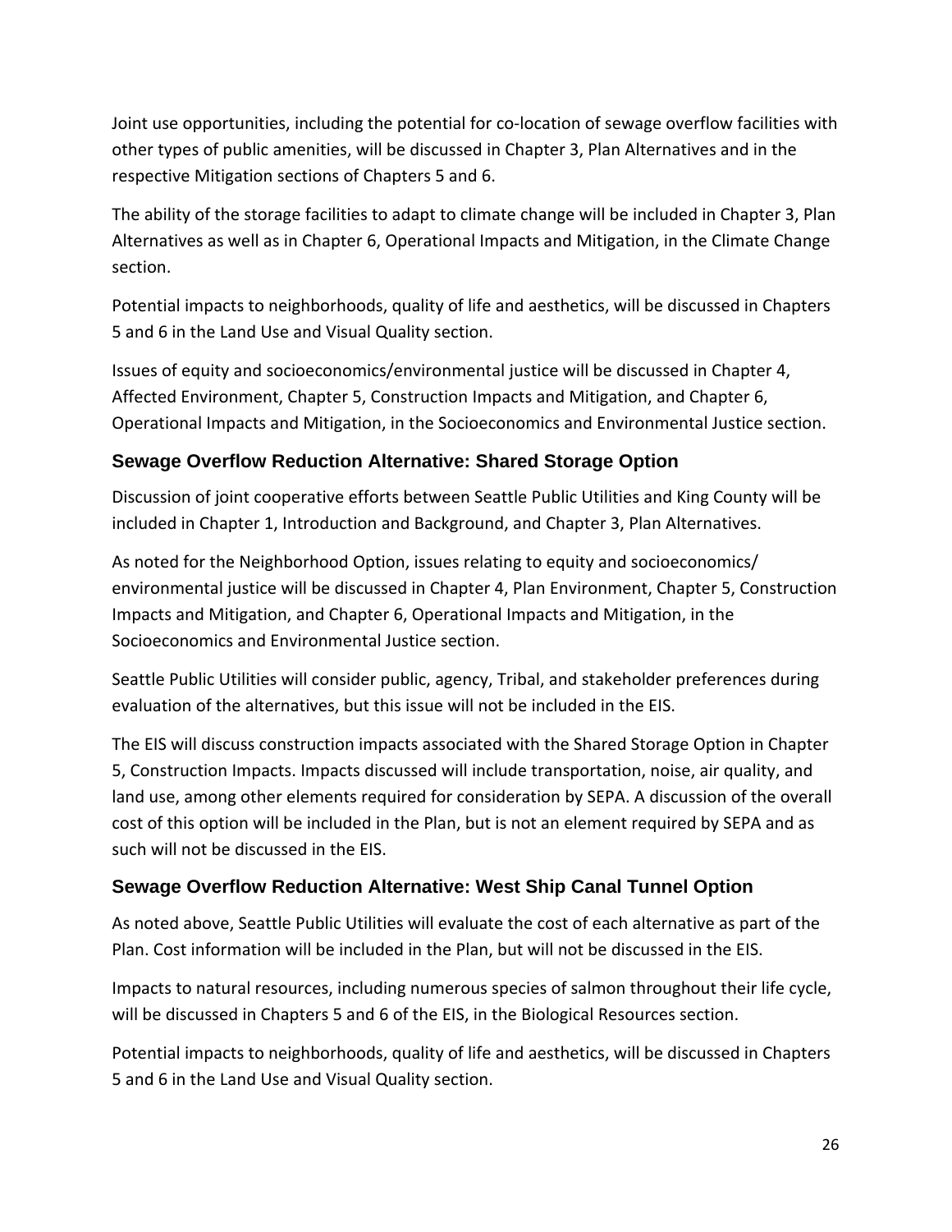Joint use opportunities, including the potential for co-location of sewage overflow facilities with other types of public amenities, will be discussed in Chapter 3, Plan Alternatives and in the respective Mitigation sections of Chapters 5 and 6.

The ability of the storage facilities to adapt to climate change will be included in Chapter 3, Plan Alternatives as well as in Chapter 6, Operational Impacts and Mitigation, in the Climate Change section.

Potential impacts to neighborhoods, quality of life and aesthetics, will be discussed in Chapters 5 and 6 in the Land Use and Visual Quality section.

Issues of equity and socioeconomics/environmental justice will be discussed in Chapter 4, Affected Environment, Chapter 5, Construction Impacts and Mitigation, and Chapter 6, Operational Impacts and Mitigation, in the Socioeconomics and Environmental Justice section.

### Sewage Overflow Reduction Alternative: Shared Storage Option

Discussion of joint cooperative efforts between Seattle Public Utilities and King County will be included in Chapter 1, Introduction and Background, and Chapter 3, Plan Alternatives.

As noted for the Neighborhood Option, issues relating to equity and socioeconomics/ environmental justice will be discussed in Chapter 4, Plan Environment, Chapter 5, Construction Impacts and Mitigation, and Chapter 6, Operational Impacts and Mitigation, in the Socioeconomics and Environmental Justice section.

Seattle Public Utilities will consider public, agency, Tribal, and stakeholder preferences during evaluation of the alternatives, but this issue will not be included in the EIS.

The EIS will discuss construction impacts associated with the Shared Storage Option in Chapter 5, Construction Impacts. Impacts discussed will include transportation, noise, air quality, and land use, among other elements required for consideration by SEPA. A discussion of the overall cost of this option will be included in the Plan, but is not an element required by SEPA and as such will not be discussed in the EIS.

### Sewage Overflow Reduction Alternative: West Ship Canal Tunnel Option

As noted above, Seattle Public Utilities will evaluate the cost of each alternative as part of the Plan. Cost information will be included in the Plan, but will not be discussed in the EIS.

Impacts to natural resources, including numerous species of salmon throughout their life cycle, will be discussed in Chapters 5 and 6 of the EIS, in the Biological Resources section.

Potential impacts to neighborhoods, quality of life and aesthetics, will be discussed in Chapters 5 and 6 in the Land Use and Visual Quality section.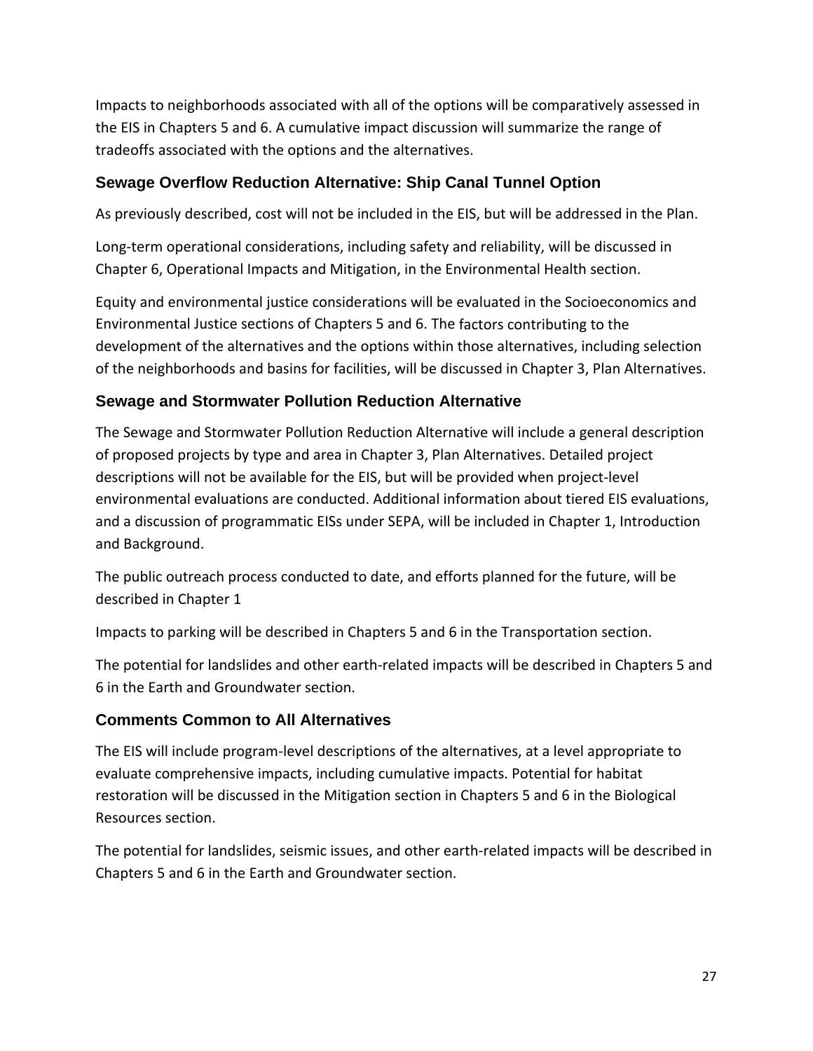Impacts to neighborhoods associated with all of the options will be comparatively assessed in the EIS in Chapters 5 and 6. A cumulative impact discussion will summarize the range of tradeoffs associated with the options and the alternatives.

### Sewage Overflow Reduction Alternative: Ship Canal Tunnel Option

As previously described, cost will not be included in the EIS, but will be addressed in the Plan.

Long-term operational considerations, including safety and reliability, will be discussed in Chapter 6, Operational Impacts and Mitigation, in the Environmental Health section.

Equity and environmental justice considerations will be evaluated in the Socioeconomics and Environmental Justice sections of Chapters 5 and 6. The factors contributing to the development of the alternatives and the options within those alternatives, including selection of the neighborhoods and basins for facilities, will be discussed in Chapter 3, Plan Alternatives.

### Sewage and Stormwater Pollution Reduction Alternative

The Sewage and Stormwater Pollution Reduction Alternative will include a general description of proposed projects by type and area in Chapter 3, Plan Alternatives. Detailed project descriptions will not be available for the EIS, but will be provided when project-level environmental evaluations are conducted. Additional information about tiered EIS evaluations, and a discussion of programmatic EISs under SEPA, will be included in Chapter 1, Introduction and Background.

The public outreach process conducted to date, and efforts planned for the future, will be described in Chapter 1

Impacts to parking will be described in Chapters 5 and 6 in the Transportation section.

The potential for landslides and other earth-related impacts will be described in Chapters 5 and 6 in the Earth and Groundwater section.

### Comments Common to All Alternatives

The EIS will include program-level descriptions of the alternatives, at a level appropriate to evaluate comprehensive impacts, including cumulative impacts. Potential for habitat restoration will be discussed in the Mitigation section in Chapters 5 and 6 in the Biological Resources section.

The potential for landslides, seismic issues, and other earth-related impacts will be described in Chapters 5 and 6 in the Earth and Groundwater section.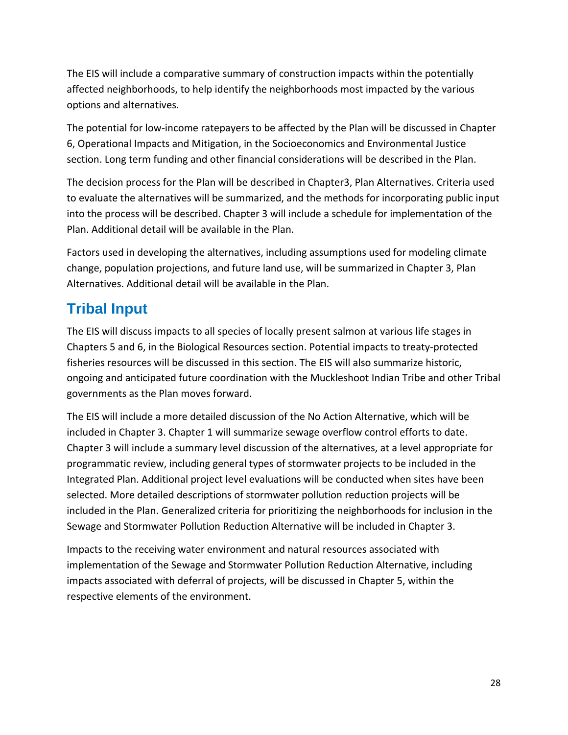The EIS will include a comparative summary of construction impacts within the potentially affected neighborhoods, to help identify the neighborhoods most impacted by the various options and alternatives.

The potential for low-income ratepayers to be affected by the Plan will be discussed in Chapter 6, Operational Impacts and Mitigation, in the Socioeconomics and Environmental Justice section. Long term funding and other financial considerations will be described in the Plan.

The decision process for the Plan will be described in Chapter3, Plan Alternatives. Criteria used to evaluate the alternatives will be summarized, and the methods for incorporating public input into the process will be described. Chapter 3 will include a schedule for implementation of the Plan. Additional detail will be available in the Plan.

Factors used in developing the alternatives, including assumptions used for modeling climate change, population projections, and future land use, will be summarized in Chapter 3, Plan Alternatives. Additional detail will be available in the Plan.

## Tribal Input

The EIS will discuss impacts to all species of locally present salmon at various life stages in Chapters 5 and 6, in the Biological Resources section. Potential impacts to treaty-protected fisheries resources will be discussed in this section. The EIS will also summarize historic, ongoing and anticipated future coordination with the Muckleshoot Indian Tribe and other Tribal governments as the Plan moves forward.

The EIS will include a more detailed discussion of the No Action Alternative, which will be included in Chapter 3. Chapter 1 will summarize sewage overflow control efforts to date. Chapter 3 will include a summary level discussion of the alternatives, at a level appropriate for programmatic review, including general types of stormwater projects to be included in the Integrated Plan. Additional project level evaluations will be conducted when sites have been selected. More detailed descriptions of stormwater pollution reduction projects will be included in the Plan. Generalized criteria for prioritizing the neighborhoods for inclusion in the Sewage and Stormwater Pollution Reduction Alternative will be included in Chapter 3.

Impacts to the receiving water environment and natural resources associated with implementation of the Sewage and Stormwater Pollution Reduction Alternative, including impacts associated with deferral of projects, will be discussed in Chapter 5, within the respective elements of the environment.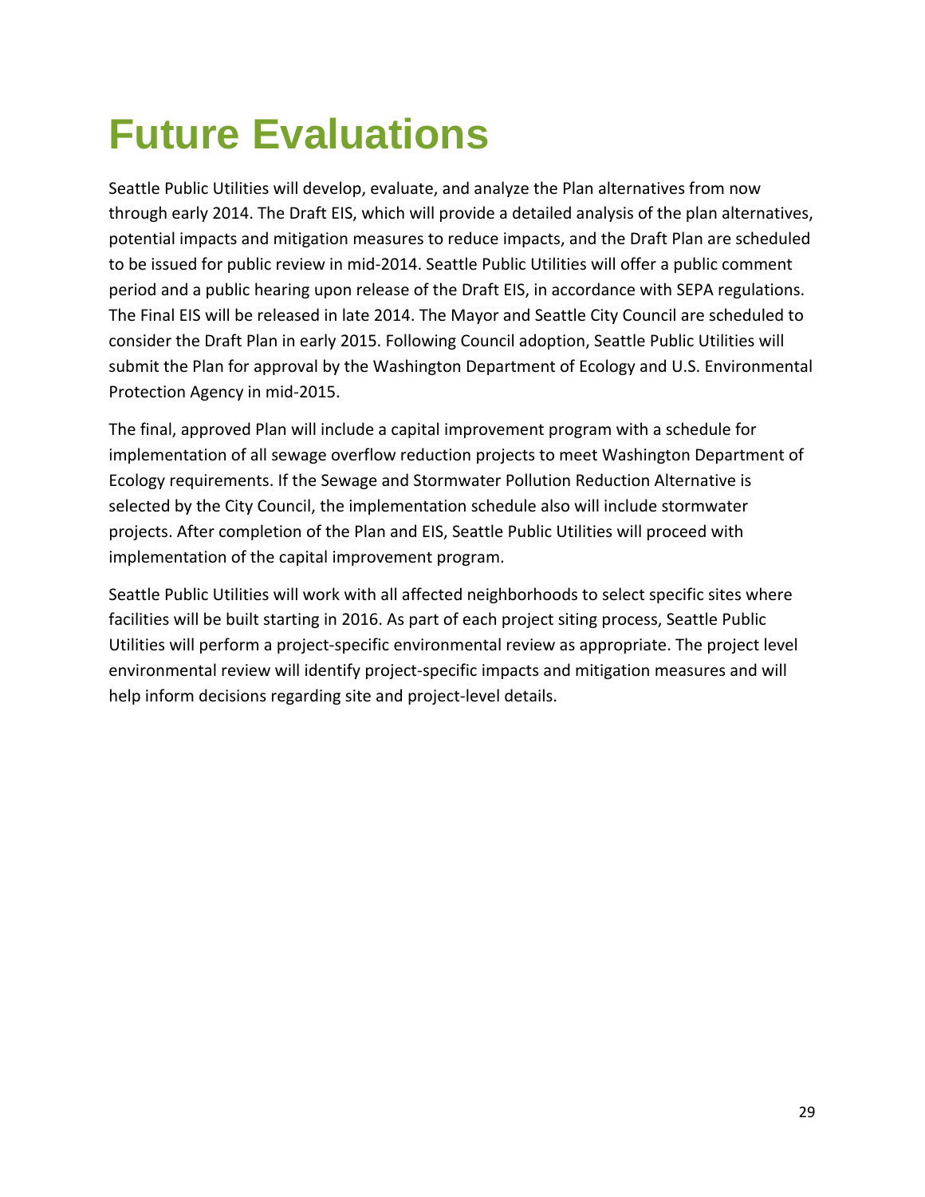# Future Evaluations

Seattle Public Utilities will develop, evaluate, and analyze the Plan alternatives from now through early 2014. The Draft EIS, which will provide a detailed analysis of the plan alternatives, potential impacts and mitigation measures to reduce impacts, and the Draft Plan are scheduled to be issued for public review in mid-2014. Seattle Public Utilities will offer a public comment period and a public hearing upon release of the Draft EIS, in accordance with SEPA regulations. The Final EIS will be released in late 2014. The Mayor and Seattle City Council are scheduled to consider the Draft Plan in early 2015. Following Council adoption, Seattle Public Utilities will submit the Plan for approval by the Washington Department of Ecology and U.S. Environmental Protection Agency in mid-2015.

The final, approved Plan will include a capital improvement program with a schedule for implementation of all sewage overflow reduction projects to meet Washington Department of Ecology requirements. If the Sewage and Stormwater Pollution Reduction Alternative is selected by the City Council, the implementation schedule also will include stormwater projects. After completion of the Plan and EIS, Seattle Public Utilities will proceed with implementation of the capital improvement program.

Seattle Public Utilities will work with all affected neighborhoods to select specific sites where facilities will be built starting in 2016. As part of each project siting process, Seattle Public Utilities will perform a project-specific environmental review as appropriate. The project level environmental review will identify project-specific impacts and mitigation measures and will help inform decisions regarding site and project-level details.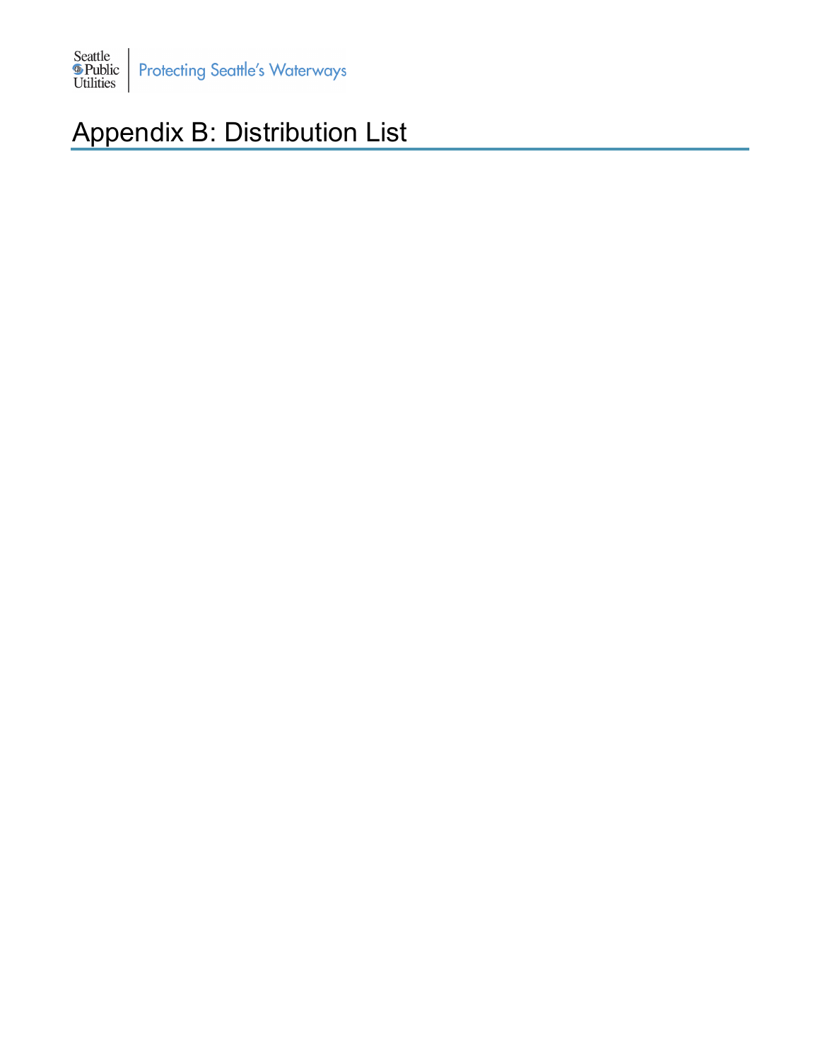# Appendix B: Distribution List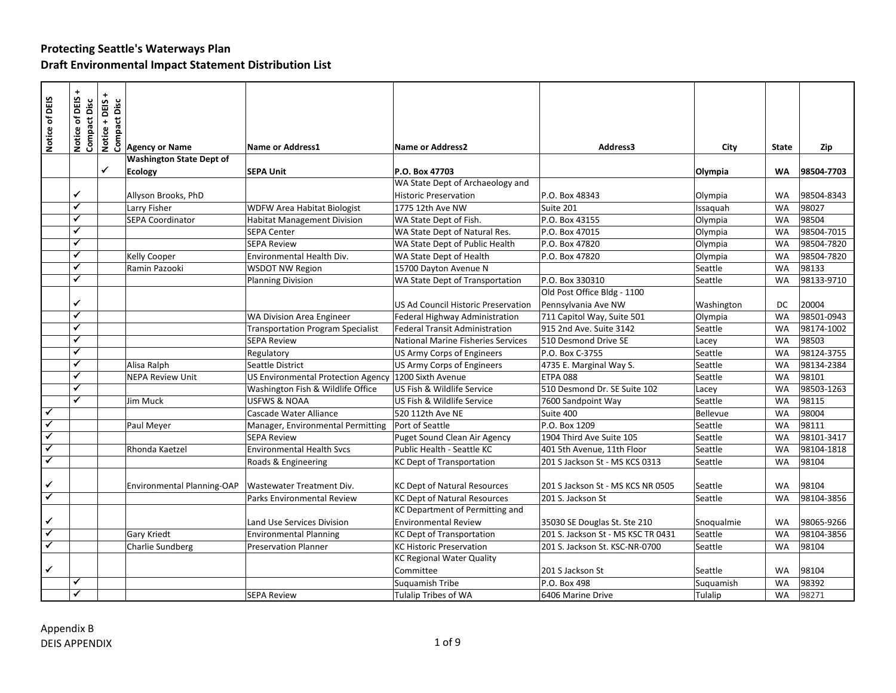## Protecting Seattle's Waterways Plan
## Draft Environmental Impact Statement Distribution List

| Notice of DEIS | Notice of DEIS + Compact Disc | Notice + DEIS + Compact Disc | Agency or Name | Name or Address1 | Name or Address2 | Address3 | City | State | Zip |
|---|---|---|---|---|---|---|---|---|---|
| | | ✓ | **Washington State Dept of Ecology** | **SEPA Unit** | **P.O. Box 47703** | | **Olympia** | **WA** | **98504-7703** |
| | ✓ | | Allyson Brooks, PhD | | WA State Dept of Archaeology and Historic Preservation | P.O. Box 48343 | Olympia | WA | 98504-8343 |
| | ✓ | | Larry Fisher | WDFW Area Habitat Biologist | 1775 12th Ave NW | Suite 201 | Issaquah | WA | 98027 |
| | ✓ | | SEPA Coordinator | Habitat Management Division | WA State Dept of Fish. | P.O. Box 43155 | Olympia | WA | 98504 |
| | ✓ | | | SEPA Center | WA State Dept of Natural Res. | P.O. Box 47015 | Olympia | WA | 98504-7015 |
| | ✓ | | | SEPA Review | WA State Dept of Public Health | P.O. Box 47820 | Olympia | WA | 98504-7820 |
| | ✓ | | Kelly Cooper | Environmental Health Div. | WA State Dept of Health | P.O. Box 47820 | Olympia | WA | 98504-7820 |
| | ✓ | | Ramin Pazooki | WSDOT NW Region | 15700 Dayton Avenue N | | Seattle | WA | 98133 |
| | ✓ | | | Planning Division | WA State Dept of Transportation | P.O. Box 330310 | Seattle | WA | 98133-9710 |
| | ✓ | | | | US Ad Council Historic Preservation | Old Post Office Bldg - 1100 Pennsylvania Ave NW | Washington | DC | 20004 |
| | ✓ | | | WA Division Area Engineer | Federal Highway Administration | 711 Capitol Way, Suite 501 | Olympia | WA | 98501-0943 |
| | ✓ | | | Transportation Program Specialist | Federal Transit Administration | 915 2nd Ave. Suite 3142 | Seattle | WA | 98174-1002 |
| | ✓ | | | SEPA Review | National Marine Fisheries Services | 510 Desmond Drive SE | Lacey | WA | 98503 |
| | ✓ | | | Regulatory | US Army Corps of Engineers | P.O. Box C-3755 | Seattle | WA | 98124-3755 |
| | ✓ | | Alisa Ralph | Seattle District | US Army Corps of Engineers | 4735 E. Marginal Way S. | Seattle | WA | 98134-2384 |
| | ✓ | | NEPA Review Unit | US Environmental Protection Agency | 1200 Sixth Avenue | ETPA 088 | Seattle | WA | 98101 |
| | ✓ | | | Washington Fish & Wildlife Office | US Fish & Wildlife Service | 510 Desmond Dr. SE Suite 102 | Lacey | WA | 98503-1263 |
| | ✓ | | Jim Muck | USFWS & NOAA | US Fish & Wildlife Service | 7600 Sandpoint Way | Seattle | WA | 98115 |
| ✓ | | | | Cascade Water Alliance | 520 112th Ave NE | Suite 400 | Bellevue | WA | 98004 |
| ✓ | | | Paul Meyer | Manager, Environmental Permitting | Port of Seattle | P.O. Box 1209 | Seattle | WA | 98111 |
| ✓ | | | | SEPA Review | Puget Sound Clean Air Agency | 1904 Third Ave Suite 105 | Seattle | WA | 98101-3417 |
| ✓ | | | Rhonda Kaetzel | Environmental Health Svcs | Public Health - Seattle KC | 401 5th Avenue, 11th Floor | Seattle | WA | 98104-1818 |
| ✓ | | | | Roads & Engineering | KC Dept of Transportation | 201 S Jackson St - MS KCS 0313 | Seattle | WA | 98104 |
| ✓ | | | Environmental Planning-OAP | Wastewater Treatment Div. | KC Dept of Natural Resources | 201 S Jackson St - MS KCS NR 0505 | Seattle | WA | 98104 |
| ✓ | | | | Parks Environmental Review | KC Dept of Natural Resources | 201 S. Jackson St | Seattle | WA | 98104-3856 |
| ✓ | | | | Land Use Services Division | KC Department of Permitting and Environmental Review | 35030 SE Douglas St. Ste 210 | Snoqualmie | WA | 98065-9266 |
| ✓ | | | Gary Kriedt | Environmental Planning | KC Dept of Transportation | 201 S. Jackson St - MS KSC TR 0431 | Seattle | WA | 98104-3856 |
| ✓ | | | Charlie Sundberg | Preservation Planner | KC Historic Preservation | 201 S. Jackson St. KSC-NR-0700 | Seattle | WA | 98104 |
| ✓ | | | | | KC Regional Water Quality Committee | 201 S Jackson St | Seattle | WA | 98104 |
| | ✓ | | | | Suquamish Tribe | P.O. Box 498 | Suquamish | WA | 98392 |
| | ✓ | | | SEPA Review | Tulalip Tribes of WA | 6406 Marine Drive | Tulalip | WA | 98271 |

Appendix B
DEIS APPENDIX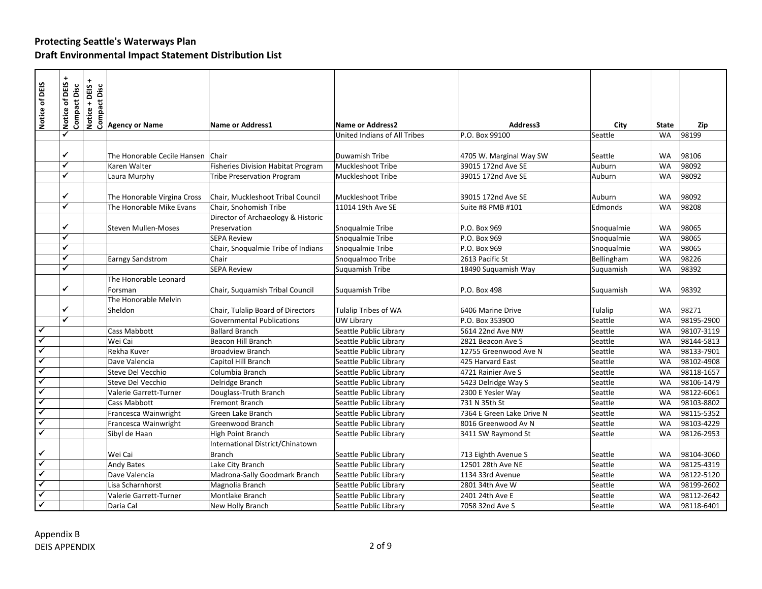**Protecting Seattle's Waterways Plan**
**Draft Environmental Impact Statement Distribution List**

| Notice of DEIS | Notice of DEIS + Compact Disc | Notice + DEIS + Compact Disc | Agency or Name | Name or Address1 | Name or Address2 | Address3 | City | State | Zip |
|---|---|---|---|---|---|---|---|---|---|
| | ✓ | | | | United Indians of All Tribes | P.O. Box 99100 | Seattle | WA | 98199 |
| | ✓ | | The Honorable Cecile Hansen | Chair | Duwamish Tribe | 4705 W. Marginal Way SW | Seattle | WA | 98106 |
| | ✓ | | Karen Walter | Fisheries Division Habitat Program | Muckleshoot Tribe | 39015 172nd Ave SE | Auburn | WA | 98092 |
| | ✓ | | Laura Murphy | Tribe Preservation Program | Muckleshoot Tribe | 39015 172nd Ave SE | Auburn | WA | 98092 |
| | ✓ | | The Honorable Virgina Cross | Chair, Muckleshoot Tribal Council | Muckleshoot Tribe | 39015 172nd Ave SE | Auburn | WA | 98092 |
| | ✓ | | The Honorable Mike Evans | Chair, Snohomish Tribe | 11014 19th Ave SE | Suite #8 PMB #101 | Edmonds | WA | 98208 |
| | ✓ | | Steven Mullen-Moses | Director of Archaeology & Historic Preservation | Snoqualmie Tribe | P.O. Box 969 | Snoqualmie | WA | 98065 |
| | ✓ | | | SEPA Review | Snoqualmie Tribe | P.O. Box 969 | Snoqualmie | WA | 98065 |
| | ✓ | | | Chair, Snoqualmie Tribe of Indians | Snoqualmie Tribe | P.O. Box 969 | Snoqualmie | WA | 98065 |
| | ✓ | | Earngy Sandstrom | Chair | Snoqualmoo Tribe | 2613 Pacific St | Bellingham | WA | 98226 |
| | ✓ | | | SEPA Review | Suquamish Tribe | 18490 Suquamish Way | Suquamish | WA | 98392 |
| | ✓ | | The Honorable Leonard Forsman | Chair, Suquamish Tribal Council | Suquamish Tribe | P.O. Box 498 | Suquamish | WA | 98392 |
| | ✓ | | The Honorable Melvin Sheldon | Chair, Tulalip Board of Directors | Tulalip Tribes of WA | 6406 Marine Drive | Tulalip | WA | 98271 |
| | ✓ | | | Governmental Publications | UW Library | P.O. Box 353900 | Seattle | WA | 98195-2900 |
| ✓ | | | Cass Mabbott | Ballard Branch | Seattle Public Library | 5614 22nd Ave NW | Seattle | WA | 98107-3119 |
| ✓ | | | Wei Cai | Beacon Hill Branch | Seattle Public Library | 2821 Beacon Ave S | Seattle | WA | 98144-5813 |
| ✓ | | | Rekha Kuver | Broadview Branch | Seattle Public Library | 12755 Greenwood Ave N | Seattle | WA | 98133-7901 |
| ✓ | | | Dave Valencia | Capitol Hill Branch | Seattle Public Library | 425 Harvard East | Seattle | WA | 98102-4908 |
| ✓ | | | Steve Del Vecchio | Columbia Branch | Seattle Public Library | 4721 Rainier Ave S | Seattle | WA | 98118-1657 |
| ✓ | | | Steve Del Vecchio | Delridge Branch | Seattle Public Library | 5423 Delridge Way S | Seattle | WA | 98106-1479 |
| ✓ | | | Valerie Garrett-Turner | Douglass-Truth Branch | Seattle Public Library | 2300 E Yesler Way | Seattle | WA | 98122-6061 |
| ✓ | | | Cass Mabbott | Fremont Branch | Seattle Public Library | 731 N 35th St | Seattle | WA | 98103-8802 |
| ✓ | | | Francesca Wainwright | Green Lake Branch | Seattle Public Library | 7364 E Green Lake Drive N | Seattle | WA | 98115-5352 |
| ✓ | | | Francesca Wainwright | Greenwood Branch | Seattle Public Library | 8016 Greenwood Av N | Seattle | WA | 98103-4229 |
| ✓ | | | Sibyl de Haan | High Point Branch | Seattle Public Library | 3411 SW Raymond St | Seattle | WA | 98126-2953 |
| ✓ | | | Wei Cai | International District/Chinatown Branch | Seattle Public Library | 713 Eighth Avenue S | Seattle | WA | 98104-3060 |
| ✓ | | | Andy Bates | Lake City Branch | Seattle Public Library | 12501 28th Ave NE | Seattle | WA | 98125-4319 |
| ✓ | | | Dave Valencia | Madrona-Sally Goodmark Branch | Seattle Public Library | 1134 33rd Avenue | Seattle | WA | 98122-5120 |
| ✓ | | | Lisa Scharnhorst | Magnolia Branch | Seattle Public Library | 2801 34th Ave W | Seattle | WA | 98199-2602 |
| ✓ | | | Valerie Garrett-Turner | Montlake Branch | Seattle Public Library | 2401 24th Ave E | Seattle | WA | 98112-2642 |
| ✓ | | | Daria Cal | New Holly Branch | Seattle Public Library | 7058 32nd Ave S | Seattle | WA | 98118-6401 |

Appendix B
DEIS APPENDIX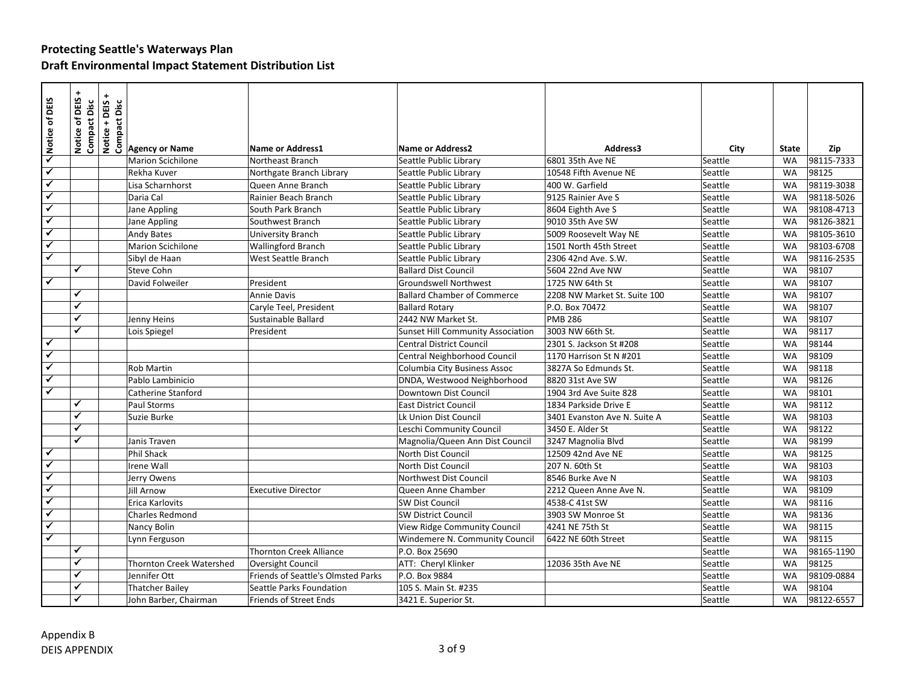**Protecting Seattle's Waterways Plan**
**Draft Environmental Impact Statement Distribution List**

| Notice of DEIS | Notice of DEIS + Compact Disc | Notice + DEIS + Compact Disc | Agency or Name | Name or Address1 | Name or Address2 | Address3 | City | State | Zip |
|---|---|---|---|---|---|---|---|---|---|
| ✓ | | | Marion Scichilone | Northeast Branch | Seattle Public Library | 6801 35th Ave NE | Seattle | WA | 98115-7333 |
| ✓ | | | Rekha Kuver | Northgate Branch Library | Seattle Public Library | 10548 Fifth Avenue NE | Seattle | WA | 98125 |
| ✓ | | | Lisa Scharnhorst | Queen Anne Branch | Seattle Public Library | 400 W. Garfield | Seattle | WA | 98119-3038 |
| ✓ | | | Daria Cal | Rainier Beach Branch | Seattle Public Library | 9125 Rainier Ave S | Seattle | WA | 98118-5026 |
| ✓ | | | Jane Appling | South Park Branch | Seattle Public Library | 8604 Eighth Ave S | Seattle | WA | 98108-4713 |
| ✓ | | | Jane Appling | Southwest Branch | Seattle Public Library | 9010 35th Ave SW | Seattle | WA | 98126-3821 |
| ✓ | | | Andy Bates | University Branch | Seattle Public Library | 5009 Roosevelt Way NE | Seattle | WA | 98105-3610 |
| ✓ | | | Marion Scichilone | Wallingford Branch | Seattle Public Library | 1501 North 45th Street | Seattle | WA | 98103-6708 |
| ✓ | | | Sibyl de Haan | West Seattle Branch | Seattle Public Library | 2306 42nd Ave. S.W. | Seattle | WA | 98116-2535 |
| | ✓ | | Steve Cohn | | Ballard Dist Council | 5604 22nd Ave NW | Seattle | WA | 98107 |
| ✓ | | | David Folweiler | President | Groundswell Northwest | 1725 NW 64th St | Seattle | WA | 98107 |
| | ✓ | | | Annie Davis | Ballard Chamber of Commerce | 2208 NW Market St. Suite 100 | Seattle | WA | 98107 |
| | ✓ | | | Caryle Teel, President | Ballard Rotary | P.O. Box 70472 | Seattle | WA | 98107 |
| | ✓ | | Jenny Heins | Sustainable Ballard | 2442 NW Market St. | PMB 286 | Seattle | WA | 98107 |
| | ✓ | | Lois Spiegel | President | Sunset Hill Community Association | 3003 NW 66th St. | Seattle | WA | 98117 |
| ✓ | | | | | Central District Council | 2301 S. Jackson St #208 | Seattle | WA | 98144 |
| ✓ | | | | | Central Neighborhood Council | 1170 Harrison St N #201 | Seattle | WA | 98109 |
| ✓ | | | Rob Martin | | Columbia City Business Assoc | 3827A So Edmunds St. | Seattle | WA | 98118 |
| ✓ | | | Pablo Lambinicio | | DNDA, Westwood Neighborhood | 8820 31st Ave SW | Seattle | WA | 98126 |
| ✓ | | | Catherine Stanford | | Downtown Dist Council | 1904 3rd Ave Suite 828 | Seattle | WA | 98101 |
| | ✓ | | Paul Storms | | East District Council | 1834 Parkside Drive E | Seattle | WA | 98112 |
| | ✓ | | Suzie Burke | | Lk Union Dist Council | 3401 Evanston Ave N. Suite A | Seattle | WA | 98103 |
| | ✓ | | | | Leschi Community Council | 3450 E. Alder St | Seattle | WA | 98122 |
| | ✓ | | Janis Traven | | Magnolia/Queen Ann Dist Council | 3247 Magnolia Blvd | Seattle | WA | 98199 |
| ✓ | | | Phil Shack | | North Dist Council | 12509 42nd Ave NE | Seattle | WA | 98125 |
| ✓ | | | Irene Wall | | North Dist Council | 207 N. 60th St | Seattle | WA | 98103 |
| ✓ | | | Jerry Owens | | Northwest Dist Council | 8546 Burke Ave N | Seattle | WA | 98103 |
| ✓ | | | Jill Arnow | Executive Director | Queen Anne Chamber | 2212 Queen Anne Ave N. | Seattle | WA | 98109 |
| ✓ | | | Erica Karlovits | | SW Dist Council | 4538-C 41st SW | Seattle | WA | 98116 |
| ✓ | | | Charles Redmond | | SW District Council | 3903 SW Monroe St | Seattle | WA | 98136 |
| ✓ | | | Nancy Bolin | | View Ridge Community Council | 4241 NE 75th St | Seattle | WA | 98115 |
| ✓ | | | Lynn Ferguson | | Windemere N. Community Council | 6422 NE 60th Street | Seattle | WA | 98115 |
| | ✓ | | | Thornton Creek Alliance | P.O. Box 25690 | | Seattle | WA | 98165-1190 |
| | ✓ | | Thornton Creek Watershed | Oversight Council | ATT: Cheryl Klinker | 12036 35th Ave NE | Seattle | WA | 98125 |
| | ✓ | | Jennifer Ott | Friends of Seattle's Olmsted Parks | P.O. Box 9884 | | Seattle | WA | 98109-0884 |
| | ✓ | | Thatcher Bailey | Seattle Parks Foundation | 105 S. Main St. #235 | | Seattle | WA | 98104 |
| | ✓ | | John Barber, Chairman | Friends of Street Ends | 3421 E. Superior St. | | Seattle | WA | 98122-6557 |

Appendix B
DEIS APPENDIX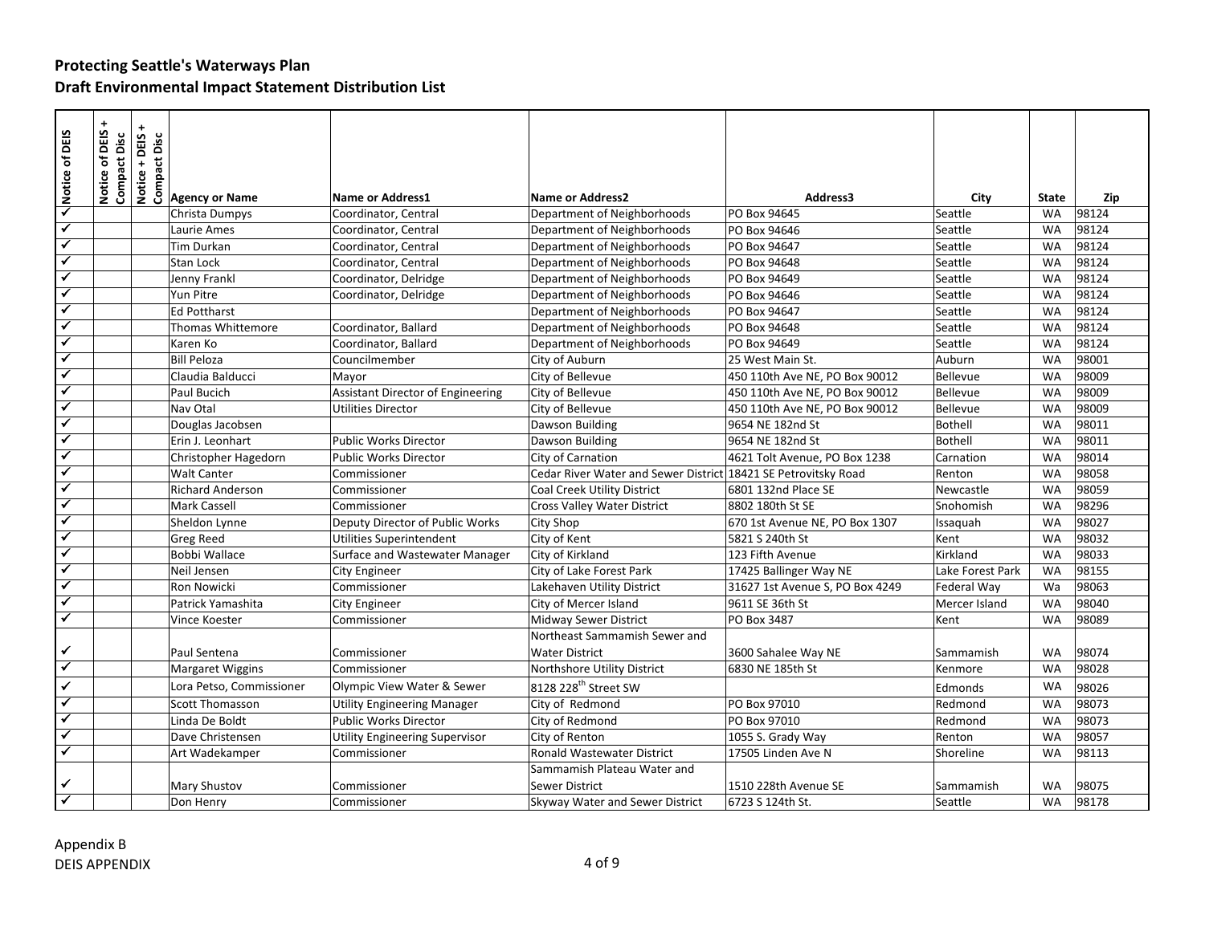## Protecting Seattle's Waterways Plan
## Draft Environmental Impact Statement Distribution List

| Notice of DEIS | Notice of DEIS + Compact Disc | Notice + DEIS + Compact Disc | Agency or Name | Name or Address1 | Name or Address2 | Address3 | City | State | Zip |
|---|---|---|---|---|---|---|---|---|---|
| ✓ | | | Christa Dumpys | Coordinator, Central | Department of Neighborhoods | PO Box 94645 | Seattle | WA | 98124 |
| ✓ | | | Laurie Ames | Coordinator, Central | Department of Neighborhoods | PO Box 94646 | Seattle | WA | 98124 |
| ✓ | | | Tim Durkan | Coordinator, Central | Department of Neighborhoods | PO Box 94647 | Seattle | WA | 98124 |
| ✓ | | | Stan Lock | Coordinator, Central | Department of Neighborhoods | PO Box 94648 | Seattle | WA | 98124 |
| ✓ | | | Jenny Frankl | Coordinator, Delridge | Department of Neighborhoods | PO Box 94649 | Seattle | WA | 98124 |
| ✓ | | | Yun Pitre | Coordinator, Delridge | Department of Neighborhoods | PO Box 94646 | Seattle | WA | 98124 |
| ✓ | | | Ed Pottharst | | Department of Neighborhoods | PO Box 94647 | Seattle | WA | 98124 |
| ✓ | | | Thomas Whittemore | Coordinator, Ballard | Department of Neighborhoods | PO Box 94648 | Seattle | WA | 98124 |
| ✓ | | | Karen Ko | Coordinator, Ballard | Department of Neighborhoods | PO Box 94649 | Seattle | WA | 98124 |
| ✓ | | | Bill Peloza | Councilmember | City of Auburn | 25 West Main St. | Auburn | WA | 98001 |
| ✓ | | | Claudia Balducci | Mayor | City of Bellevue | 450 110th Ave NE, PO Box 90012 | Bellevue | WA | 98009 |
| ✓ | | | Paul Bucich | Assistant Director of Engineering | City of Bellevue | 450 110th Ave NE, PO Box 90012 | Bellevue | WA | 98009 |
| ✓ | | | Nav Otal | Utilities Director | City of Bellevue | 450 110th Ave NE, PO Box 90012 | Bellevue | WA | 98009 |
| ✓ | | | Douglas Jacobsen | | Dawson Building | 9654 NE 182nd St | Bothell | WA | 98011 |
| ✓ | | | Erin J. Leonhart | Public Works Director | Dawson Building | 9654 NE 182nd St | Bothell | WA | 98011 |
| ✓ | | | Christopher Hagedorn | Public Works Director | City of Carnation | 4621 Tolt Avenue, PO Box 1238 | Carnation | WA | 98014 |
| ✓ | | | Walt Canter | Commissioner | Cedar River Water and Sewer District | 18421 SE Petrovitsky Road | Renton | WA | 98058 |
| ✓ | | | Richard Anderson | Commissioner | Coal Creek Utility District | 6801 132nd Place SE | Newcastle | WA | 98059 |
| ✓ | | | Mark Cassell | Commissioner | Cross Valley Water District | 8802 180th St SE | Snohomish | WA | 98296 |
| ✓ | | | Sheldon Lynne | Deputy Director of Public Works | City Shop | 670 1st Avenue NE, PO Box 1307 | Issaquah | WA | 98027 |
| ✓ | | | Greg Reed | Utilities Superintendent | City of Kent | 5821 S 240th St | Kent | WA | 98032 |
| ✓ | | | Bobbi Wallace | Surface and Wastewater Manager | City of Kirkland | 123 Fifth Avenue | Kirkland | WA | 98033 |
| ✓ | | | Neil Jensen | City Engineer | City of Lake Forest Park | 17425 Ballinger Way NE | Lake Forest Park | WA | 98155 |
| ✓ | | | Ron Nowicki | Commissioner | Lakehaven Utility District | 31627 1st Avenue S, PO Box 4249 | Federal Way | Wa | 98063 |
| ✓ | | | Patrick Yamashita | City Engineer | City of Mercer Island | 9611 SE 36th St | Mercer Island | WA | 98040 |
| ✓ | | | Vince Koester | Commissioner | Midway Sewer District | PO Box 3487 | Kent | WA | 98089 |
| ✓ | | | Paul Sentena | Commissioner | Northeast Sammamish Sewer and Water District | 3600 Sahalee Way NE | Sammamish | WA | 98074 |
| ✓ | | | Margaret Wiggins | Commissioner | Northshore Utility District | 6830 NE 185th St | Kenmore | WA | 98028 |
| ✓ | | | Lora Petso, Commissioner | Olympic View Water & Sewer | 8128 228th Street SW | | Edmonds | WA | 98026 |
| ✓ | | | Scott Thomasson | Utility Engineering Manager | City of Redmond | PO Box 97010 | Redmond | WA | 98073 |
| ✓ | | | Linda De Boldt | Public Works Director | City of Redmond | PO Box 97010 | Redmond | WA | 98073 |
| ✓ | | | Dave Christensen | Utility Engineering Supervisor | City of Renton | 1055 S. Grady Way | Renton | WA | 98057 |
| ✓ | | | Art Wadekamper | Commissioner | Ronald Wastewater District | 17505 Linden Ave N | Shoreline | WA | 98113 |
| ✓ | | | Mary Shustov | Commissioner | Sammamish Plateau Water and Sewer District | 1510 228th Avenue SE | Sammamish | WA | 98075 |
| ✓ | | | Don Henry | Commissioner | Skyway Water and Sewer District | 6723 S 124th St. | Seattle | WA | 98178 |

Appendix B
DEIS APPENDIX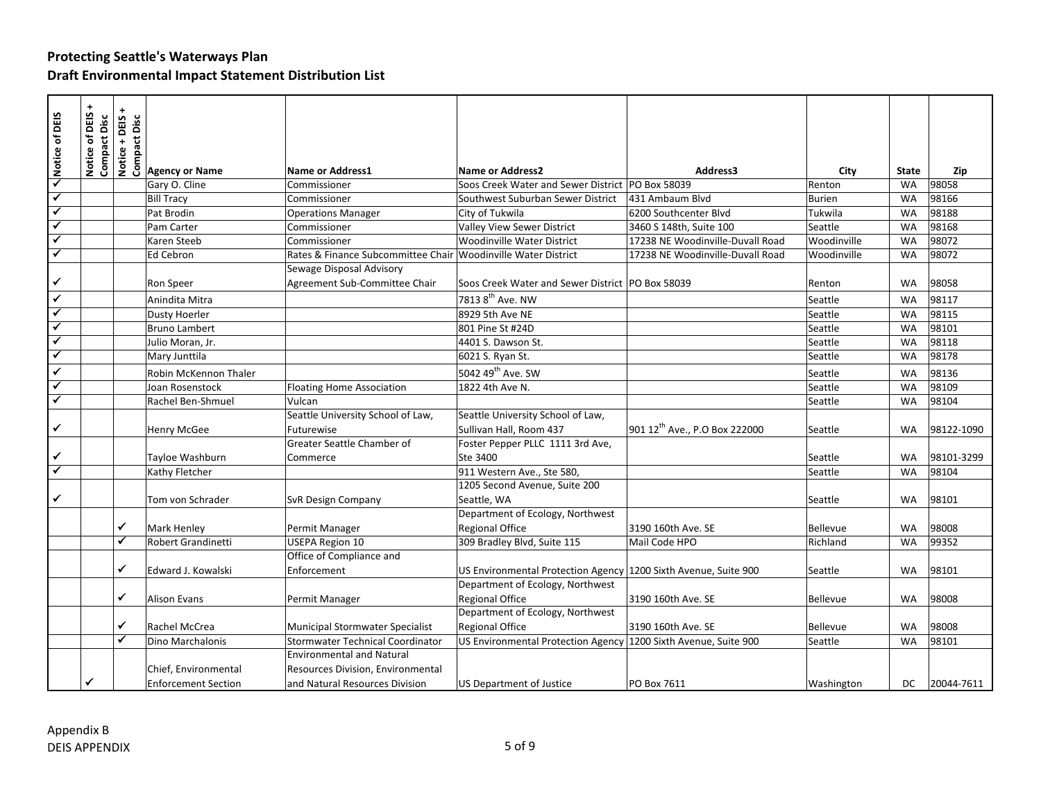## Protecting Seattle's Waterways Plan

## Draft Environmental Impact Statement Distribution List

| Notice of DEIS | Notice of DEIS + Compact Disc | Notice + DEIS + Compact Disc | Agency or Name | Name or Address1 | Name or Address2 | Address3 | City | State | Zip |
|---|---|---|---|---|---|---|---|---|---|
| ✓ | | | Gary O. Cline | Commissioner | Soos Creek Water and Sewer District | PO Box 58039 | Renton | WA | 98058 |
| ✓ | | | Bill Tracy | Commissioner | Southwest Suburban Sewer District | 431 Ambaum Blvd | Burien | WA | 98166 |
| ✓ | | | Pat Brodin | Operations Manager | City of Tukwila | 6200 Southcenter Blvd | Tukwila | WA | 98188 |
| ✓ | | | Pam Carter | Commissioner | Valley View Sewer District | 3460 S 148th, Suite 100 | Seattle | WA | 98168 |
| ✓ | | | Karen Steeb | Commissioner | Woodinville Water District | 17238 NE Woodinville-Duvall Road | Woodinville | WA | 98072 |
| ✓ | | | Ed Cebron | Rates & Finance Subcommittee Chair | Woodinville Water District | 17238 NE Woodinville-Duvall Road | Woodinville | WA | 98072 |
| ✓ | | | Ron Speer | Sewage Disposal Advisory Agreement Sub-Committee Chair | Soos Creek Water and Sewer District | PO Box 58039 | Renton | WA | 98058 |
| ✓ | | | Anindita Mitra | | 7813 8th Ave. NW | | Seattle | WA | 98117 |
| ✓ | | | Dusty Hoerler | | 8929 5th Ave NE | | Seattle | WA | 98115 |
| ✓ | | | Bruno Lambert | | 801 Pine St #24D | | Seattle | WA | 98101 |
| ✓ | | | Julio Moran, Jr. | | 4401 S. Dawson St. | | Seattle | WA | 98118 |
| ✓ | | | Mary Junttila | | 6021 S. Ryan St. | | Seattle | WA | 98178 |
| ✓ | | | Robin McKennon Thaler | | 5042 49th Ave. SW | | Seattle | WA | 98136 |
| ✓ | | | Joan Rosenstock | Floating Home Association | 1822 4th Ave N. | | Seattle | WA | 98109 |
| ✓ | | | Rachel Ben-Shmuel | Vulcan | | | Seattle | WA | 98104 |
| ✓ | | | Henry McGee | Seattle University School of Law, Futurewise | Seattle University School of Law, Sullivan Hall, Room 437 | 901 12th Ave., P.O Box 222000 | Seattle | WA | 98122-1090 |
| ✓ | | | Tayloe Washburn | Greater Seattle Chamber of Commerce | Foster Pepper PLLC 1111 3rd Ave, Ste 3400 | | Seattle | WA | 98101-3299 |
| ✓ | | | Kathy Fletcher | | 911 Western Ave., Ste 580, | | Seattle | WA | 98104 |
| ✓ | | | Tom von Schrader | SvR Design Company | 1205 Second Avenue, Suite 200 Seattle, WA | | Seattle | WA | 98101 |
| | | ✓ | Mark Henley | Permit Manager | Department of Ecology, Northwest Regional Office | 3190 160th Ave. SE | Bellevue | WA | 98008 |
| | | ✓ | Robert Grandinetti | USEPA Region 10 | 309 Bradley Blvd, Suite 115 | Mail Code HPO | Richland | WA | 99352 |
| | | ✓ | Edward J. Kowalski | Office of Compliance and Enforcement | US Environmental Protection Agency | 1200 Sixth Avenue, Suite 900 | Seattle | WA | 98101 |
| | | ✓ | Alison Evans | Permit Manager | Department of Ecology, Northwest Regional Office | 3190 160th Ave. SE | Bellevue | WA | 98008 |
| | | ✓ | Rachel McCrea | Municipal Stormwater Specialist | Department of Ecology, Northwest Regional Office | 3190 160th Ave. SE | Bellevue | WA | 98008 |
| | | ✓ | Dino Marchalonis | Stormwater Technical Coordinator | US Environmental Protection Agency | 1200 Sixth Avenue, Suite 900 | Seattle | WA | 98101 |
| | ✓ | | Chief, Environmental Enforcement Section | Environmental and Natural Resources Division, Environmental and Natural Resources Division | US Department of Justice | PO Box 7611 | Washington | DC | 20044-7611 |

Appendix B
DEIS APPENDIX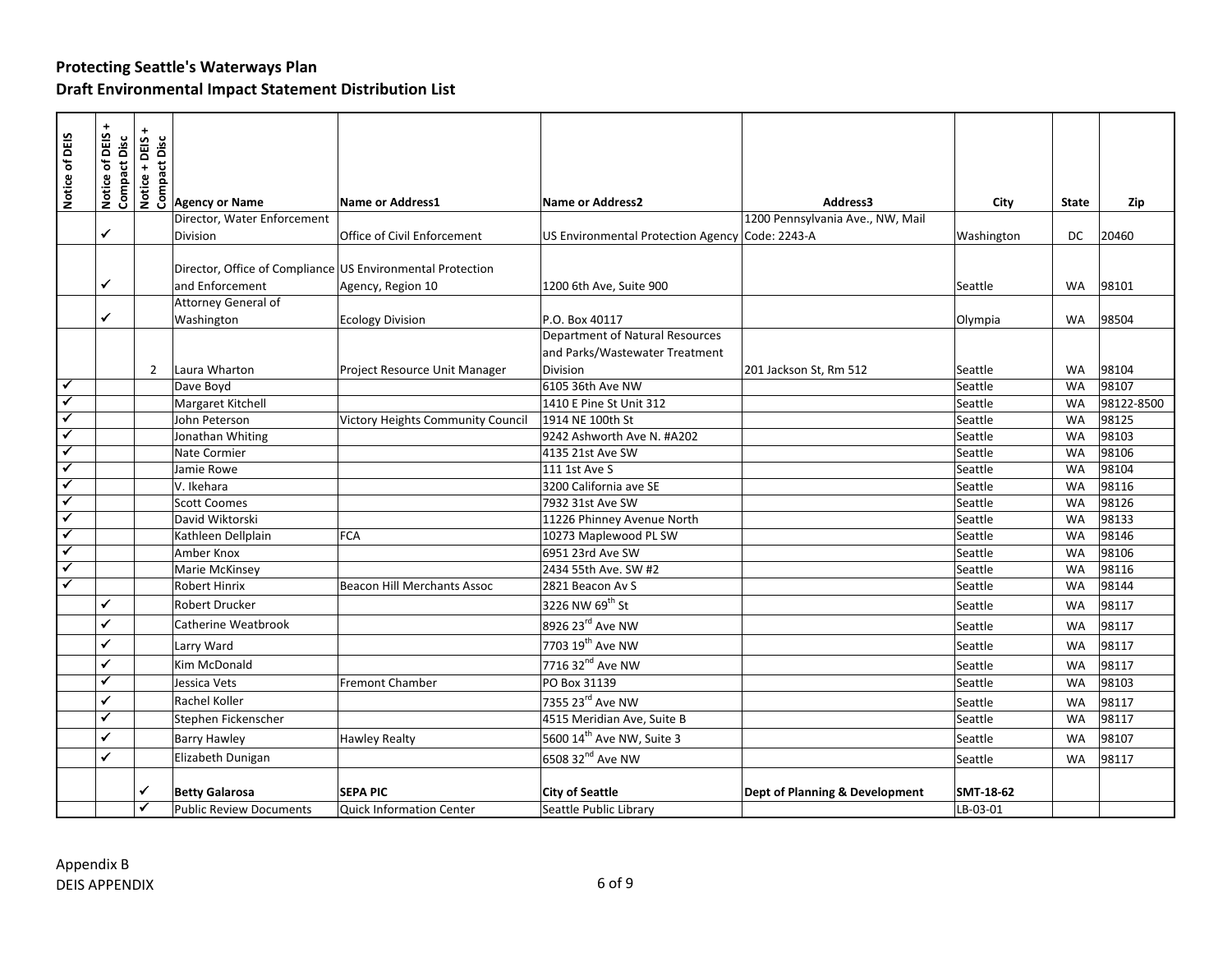**Protecting Seattle's Waterways Plan**
**Draft Environmental Impact Statement Distribution List**

| Notice of DEIS | Notice of DEIS + Compact Disc | Notice + DEIS + Compact Disc | Agency or Name | Name or Address1 | Name or Address2 | Address3 | City | State | Zip |
|---|---|---|---|---|---|---|---|---|---|
| | ✓ | | Director, Water Enforcement Division | Office of Civil Enforcement | US Environmental Protection Agency | 1200 Pennsylvania Ave., NW, Mail Code: 2243-A | Washington | DC | 20460 |
| | ✓ | | Director, Office of Compliance and Enforcement | US Environmental Protection Agency, Region 10 | 1200 6th Ave, Suite 900 | | Seattle | WA | 98101 |
| | ✓ | | Attorney General of Washington | Ecology Division | P.O. Box 40117 | | Olympia | WA | 98504 |
| | | 2 | Laura Wharton | Project Resource Unit Manager | Department of Natural Resources and Parks/Wastewater Treatment Division | 201 Jackson St, Rm 512 | Seattle | WA | 98104 |
| ✓ | | | Dave Boyd | | 6105 36th Ave NW | | Seattle | WA | 98107 |
| ✓ | | | Margaret Kitchell | | 1410 E Pine St Unit 312 | | Seattle | WA | 98122-8500 |
| ✓ | | | John Peterson | Victory Heights Community Council | 1914 NE 100th St | | Seattle | WA | 98125 |
| ✓ | | | Jonathan Whiting | | 9242 Ashworth Ave N. #A202 | | Seattle | WA | 98103 |
| ✓ | | | Nate Cormier | | 4135 21st Ave SW | | Seattle | WA | 98106 |
| ✓ | | | Jamie Rowe | | 111 1st Ave S | | Seattle | WA | 98104 |
| ✓ | | | V. Ikehara | | 3200 California ave SE | | Seattle | WA | 98116 |
| ✓ | | | Scott Coomes | | 7932 31st Ave SW | | Seattle | WA | 98126 |
| ✓ | | | David Wiktorski | | 11226 Phinney Avenue North | | Seattle | WA | 98133 |
| ✓ | | | Kathleen Dellplain | FCA | 10273 Maplewood PL SW | | Seattle | WA | 98146 |
| ✓ | | | Amber Knox | | 6951 23rd Ave SW | | Seattle | WA | 98106 |
| ✓ | | | Marie McKinsey | | 2434 55th Ave. SW #2 | | Seattle | WA | 98116 |
| ✓ | | | Robert Hinrix | Beacon Hill Merchants Assoc | 2821 Beacon Av S | | Seattle | WA | 98144 |
| | ✓ | | Robert Drucker | | 3226 NW 69th St | | Seattle | WA | 98117 |
| | ✓ | | Catherine Weatbrook | | 8926 23rd Ave NW | | Seattle | WA | 98117 |
| | ✓ | | Larry Ward | | 7703 19th Ave NW | | Seattle | WA | 98117 |
| | ✓ | | Kim McDonald | | 7716 32nd Ave NW | | Seattle | WA | 98117 |
| | ✓ | | Jessica Vets | Fremont Chamber | PO Box 31139 | | Seattle | WA | 98103 |
| | ✓ | | Rachel Koller | | 7355 23rd Ave NW | | Seattle | WA | 98117 |
| | ✓ | | Stephen Fickenscher | | 4515 Meridian Ave, Suite B | | Seattle | WA | 98117 |
| | ✓ | | Barry Hawley | Hawley Realty | 5600 14th Ave NW, Suite 3 | | Seattle | WA | 98107 |
| | ✓ | | Elizabeth Dunigan | | 6508 32nd Ave NW | | Seattle | WA | 98117 |
| | | ✓ | **Betty Galarosa** | **SEPA PIC** | **City of Seattle** | **Dept of Planning & Development** | **SMT-18-62** | | |
| | | ✓ | Public Review Documents | Quick Information Center | Seattle Public Library | | LB-03-01 | | |

Appendix B
DEIS APPENDIX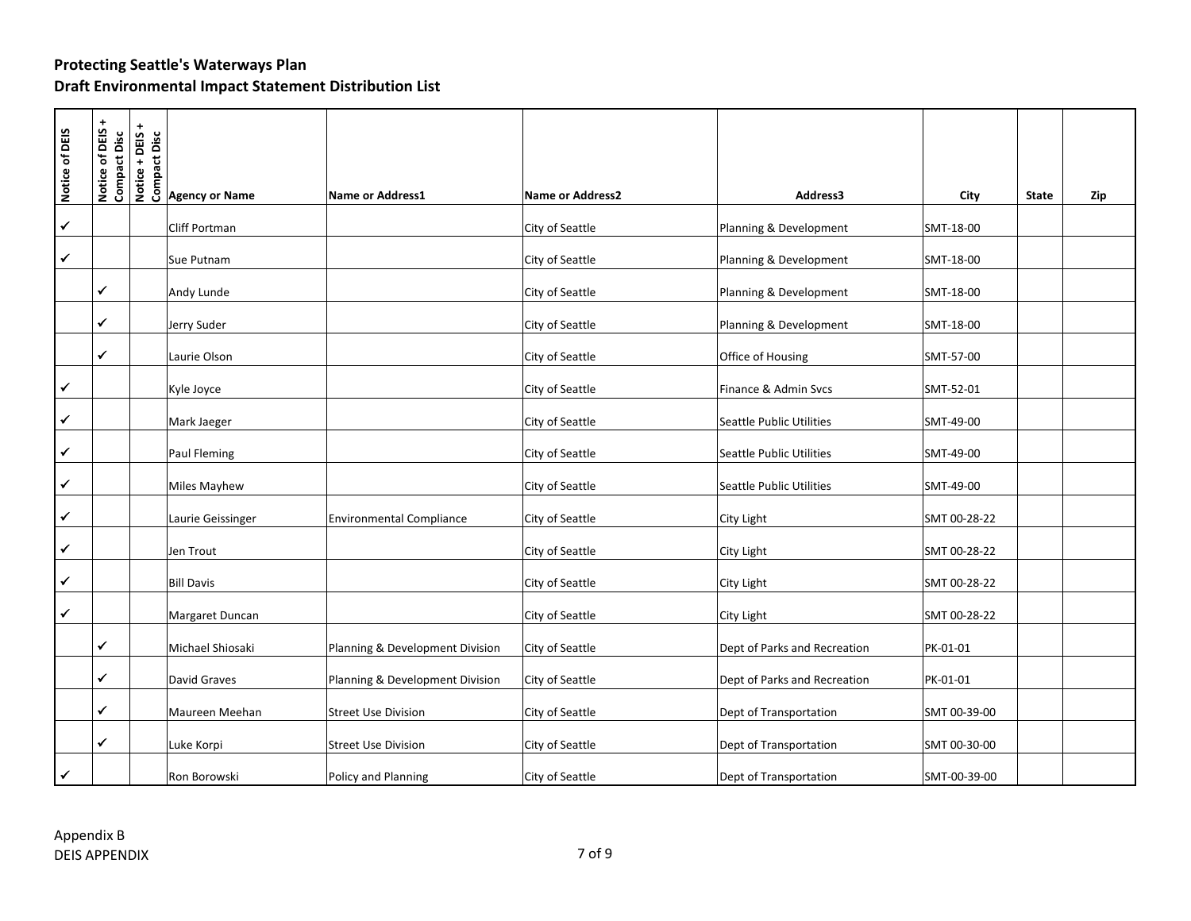**Protecting Seattle's Waterways Plan**
**Draft Environmental Impact Statement Distribution List**

| Notice of DEIS | Notice of DEIS + Compact Disc | Notice + DEIS + Compact Disc | Agency or Name | Name or Address1 | Name or Address2 | Address3 | City | State | Zip |
|---|---|---|---|---|---|---|---|---|---|
| ✓ | | | Cliff Portman | | City of Seattle | Planning & Development | SMT-18-00 | | |
| ✓ | | | Sue Putnam | | City of Seattle | Planning & Development | SMT-18-00 | | |
| | ✓ | | Andy Lunde | | City of Seattle | Planning & Development | SMT-18-00 | | |
| | ✓ | | Jerry Suder | | City of Seattle | Planning & Development | SMT-18-00 | | |
| | ✓ | | Laurie Olson | | City of Seattle | Office of Housing | SMT-57-00 | | |
| ✓ | | | Kyle Joyce | | City of Seattle | Finance & Admin Svcs | SMT-52-01 | | |
| ✓ | | | Mark Jaeger | | City of Seattle | Seattle Public Utilities | SMT-49-00 | | |
| ✓ | | | Paul Fleming | | City of Seattle | Seattle Public Utilities | SMT-49-00 | | |
| ✓ | | | Miles Mayhew | | City of Seattle | Seattle Public Utilities | SMT-49-00 | | |
| ✓ | | | Laurie Geissinger | Environmental Compliance | City of Seattle | City Light | SMT 00-28-22 | | |
| ✓ | | | Jen Trout | | City of Seattle | City Light | SMT 00-28-22 | | |
| ✓ | | | Bill Davis | | City of Seattle | City Light | SMT 00-28-22 | | |
| ✓ | | | Margaret Duncan | | City of Seattle | City Light | SMT 00-28-22 | | |
| | ✓ | | Michael Shiosaki | Planning & Development Division | City of Seattle | Dept of Parks and Recreation | PK-01-01 | | |
| | ✓ | | David Graves | Planning & Development Division | City of Seattle | Dept of Parks and Recreation | PK-01-01 | | |
| | ✓ | | Maureen Meehan | Street Use Division | City of Seattle | Dept of Transportation | SMT 00-39-00 | | |
| | ✓ | | Luke Korpi | Street Use Division | City of Seattle | Dept of Transportation | SMT 00-30-00 | | |
| ✓ | | | Ron Borowski | Policy and Planning | City of Seattle | Dept of Transportation | SMT-00-39-00 | | |

Appendix B
DEIS APPENDIX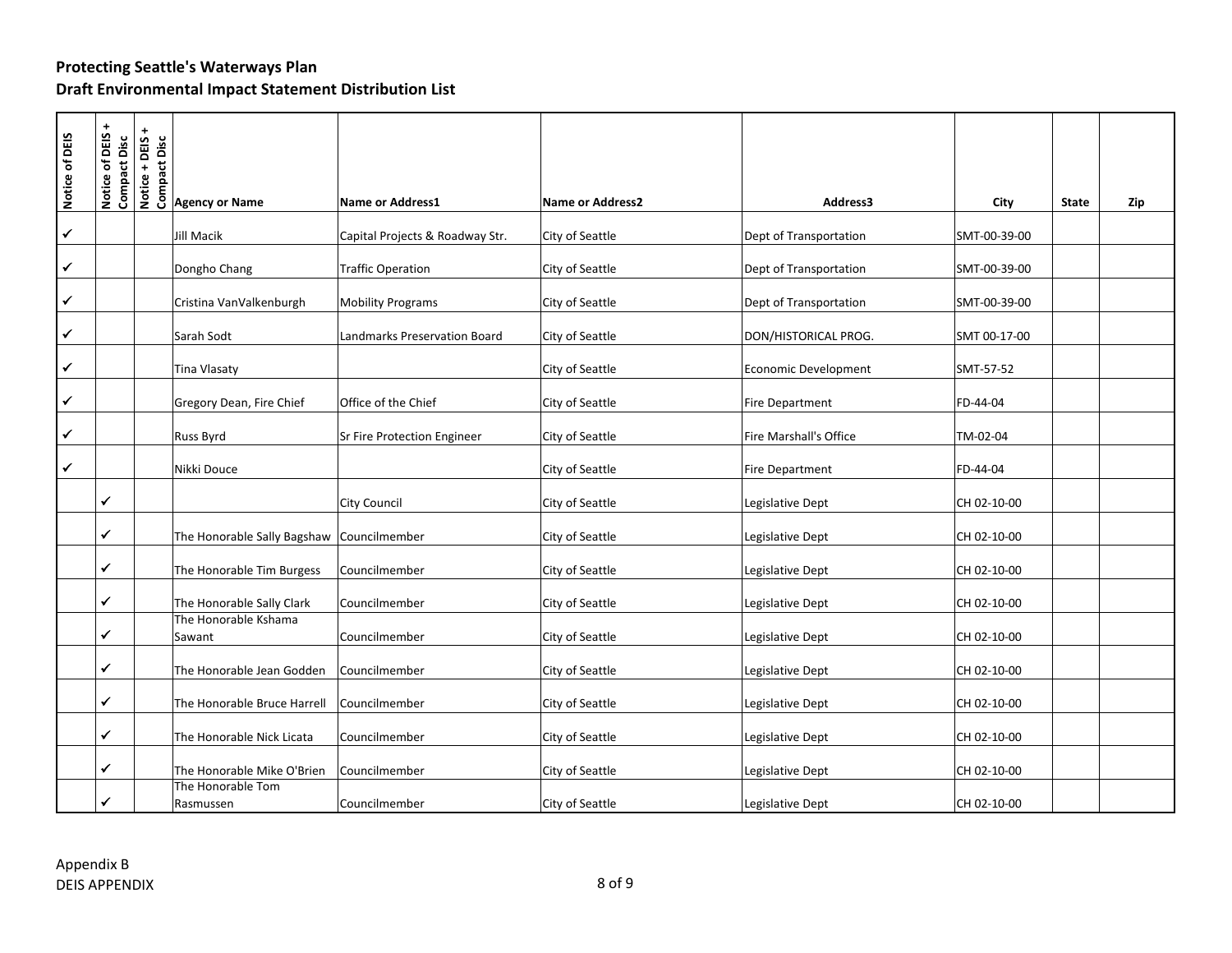**Protecting Seattle's Waterways Plan**
**Draft Environmental Impact Statement Distribution List**

| Notice of DEIS | Notice of DEIS + Compact Disc | Notice + DEIS + Compact Disc | Agency or Name | Name or Address1 | Name or Address2 | Address3 | City | State | Zip |
|---|---|---|---|---|---|---|---|---|---|
| ✓ | | | Jill Macik | Capital Projects & Roadway Str. | City of Seattle | Dept of Transportation | SMT-00-39-00 | | |
| ✓ | | | Dongho Chang | Traffic Operation | City of Seattle | Dept of Transportation | SMT-00-39-00 | | |
| ✓ | | | Cristina VanValkenburgh | Mobility Programs | City of Seattle | Dept of Transportation | SMT-00-39-00 | | |
| ✓ | | | Sarah Sodt | Landmarks Preservation Board | City of Seattle | DON/HISTORICAL PROG. | SMT 00-17-00 | | |
| ✓ | | | Tina Vlasaty | | City of Seattle | Economic Development | SMT-57-52 | | |
| ✓ | | | Gregory Dean, Fire Chief | Office of the Chief | City of Seattle | Fire Department | FD-44-04 | | |
| ✓ | | | Russ Byrd | Sr Fire Protection Engineer | City of Seattle | Fire Marshall's Office | TM-02-04 | | |
| ✓ | | | Nikki Douce | | City of Seattle | Fire Department | FD-44-04 | | |
| | ✓ | | | City Council | City of Seattle | Legislative Dept | CH 02-10-00 | | |
| | ✓ | | The Honorable Sally Bagshaw | Councilmember | City of Seattle | Legislative Dept | CH 02-10-00 | | |
| | ✓ | | The Honorable Tim Burgess | Councilmember | City of Seattle | Legislative Dept | CH 02-10-00 | | |
| | ✓ | | The Honorable Sally Clark | Councilmember | City of Seattle | Legislative Dept | CH 02-10-00 | | |
| | ✓ | | The Honorable Kshama Sawant | Councilmember | City of Seattle | Legislative Dept | CH 02-10-00 | | |
| | ✓ | | The Honorable Jean Godden | Councilmember | City of Seattle | Legislative Dept | CH 02-10-00 | | |
| | ✓ | | The Honorable Bruce Harrell | Councilmember | City of Seattle | Legislative Dept | CH 02-10-00 | | |
| | ✓ | | The Honorable Nick Licata | Councilmember | City of Seattle | Legislative Dept | CH 02-10-00 | | |
| | ✓ | | The Honorable Mike O'Brien | Councilmember | City of Seattle | Legislative Dept | CH 02-10-00 | | |
| | ✓ | | The Honorable Tom Rasmussen | Councilmember | City of Seattle | Legislative Dept | CH 02-10-00 | | |

Appendix B
DEIS APPENDIX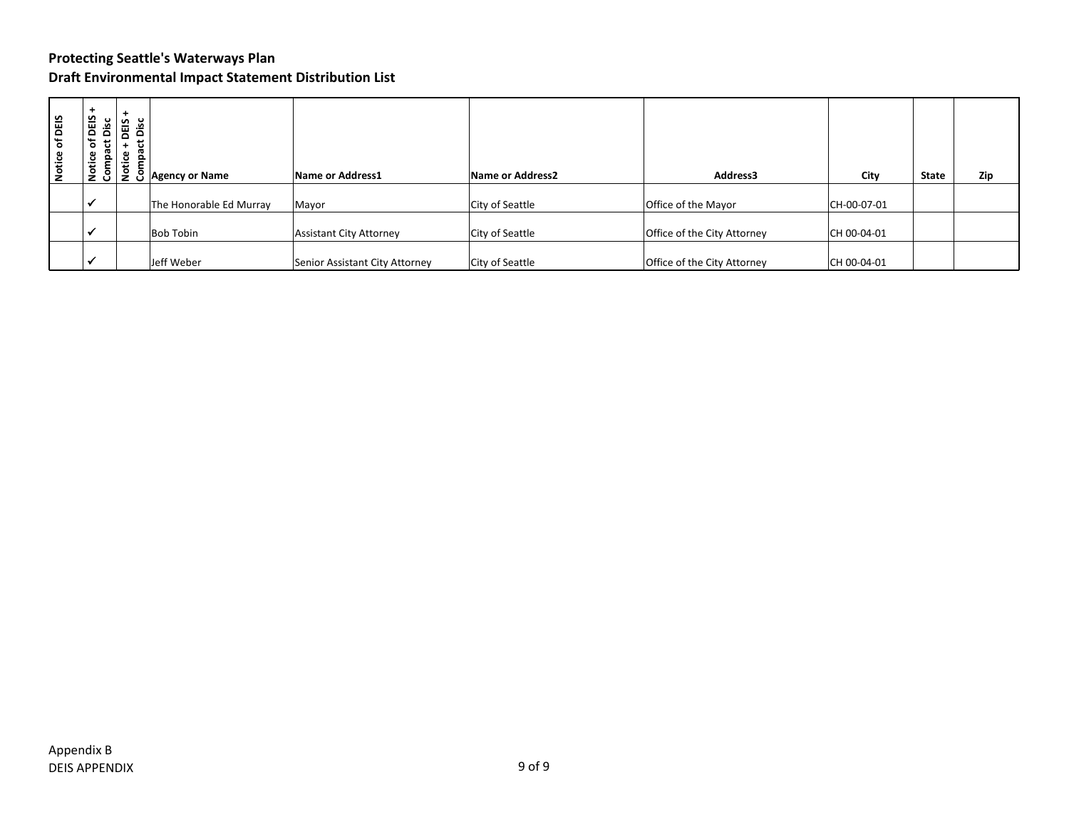**Protecting Seattle's Waterways Plan**
**Draft Environmental Impact Statement Distribution List**

| Notice of DEIS | Notice of DEIS + Compact Disc | Notice + DEIS + Compact Disc | Agency or Name | Name or Address1 | Name or Address2 | Address3 | City | State | Zip |
|---|---|---|---|---|---|---|---|---|---|
| | ✓ | | The Honorable Ed Murray | Mayor | City of Seattle | Office of the Mayor | CH-00-07-01 | | |
| | ✓ | | Bob Tobin | Assistant City Attorney | City of Seattle | Office of the City Attorney | CH 00-04-01 | | |
| | ✓ | | Jeff Weber | Senior Assistant City Attorney | City of Seattle | Office of the City Attorney | CH 00-04-01 | | |